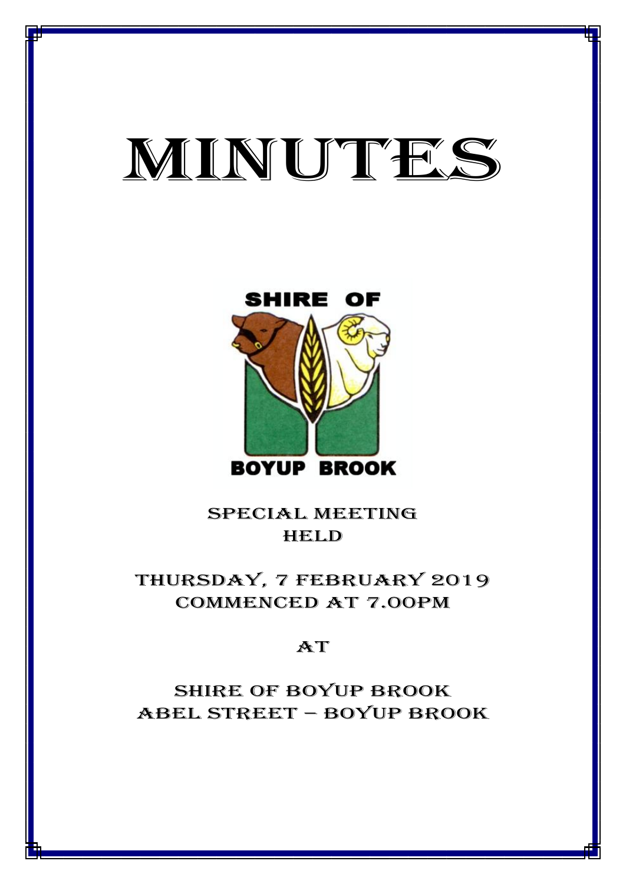# MINUTES

SHIRE OF

BOYUP BROOK

SPECIAL MEETING
HELD

THURSDAY, 7 FEBRUARY 2019
COMMENCED AT 7.00PM

AT

SHIRE OF BOYUP BROOK
ABEL STREET – BOYUP BROOK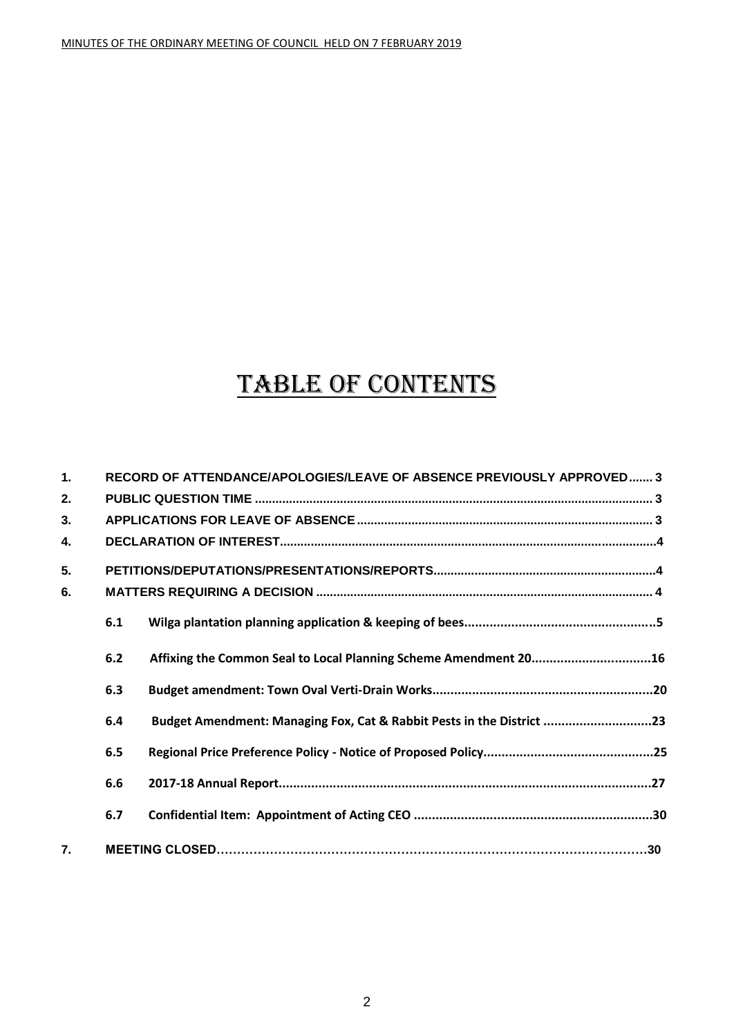# TABLE OF CONTENTS

1. **RECORD OF ATTENDANCE/APOLOGIES/LEAVE OF ABSENCE PREVIOUSLY APPROVED....... 3**
2. **PUBLIC QUESTION TIME ................................................................................................................... 3**
3. **APPLICATIONS FOR LEAVE OF ABSENCE ..................................................................................... 3**
4. **DECLARATION OF INTEREST.............................................................................................................4**
5. **PETITIONS/DEPUTATIONS/PRESENTATIONS/REPORTS.................................................................4**
6. **MATTERS REQUIRING A DECISION .................................................................................................. 4**
   - **6.1 Wilga plantation planning application & keeping of bees.....................................................5**
   - **6.2 Affixing the Common Seal to Local Planning Scheme Amendment 20.................................16**
   - **6.3 Budget amendment: Town Oval Verti-Drain Works.............................................................20**
   - **6.4 Budget Amendment: Managing Fox, Cat & Rabbit Pests in the District .............................23**
   - **6.5 Regional Price Preference Policy - Notice of Proposed Policy...............................................25**
   - **6.6 2017-18 Annual Report.......................................................................................................27**
   - **6.7 Confidential Item: Appointment of Acting CEO ..................................................................30**
7. **MEETING CLOSED……………………………………………………………………………………………30**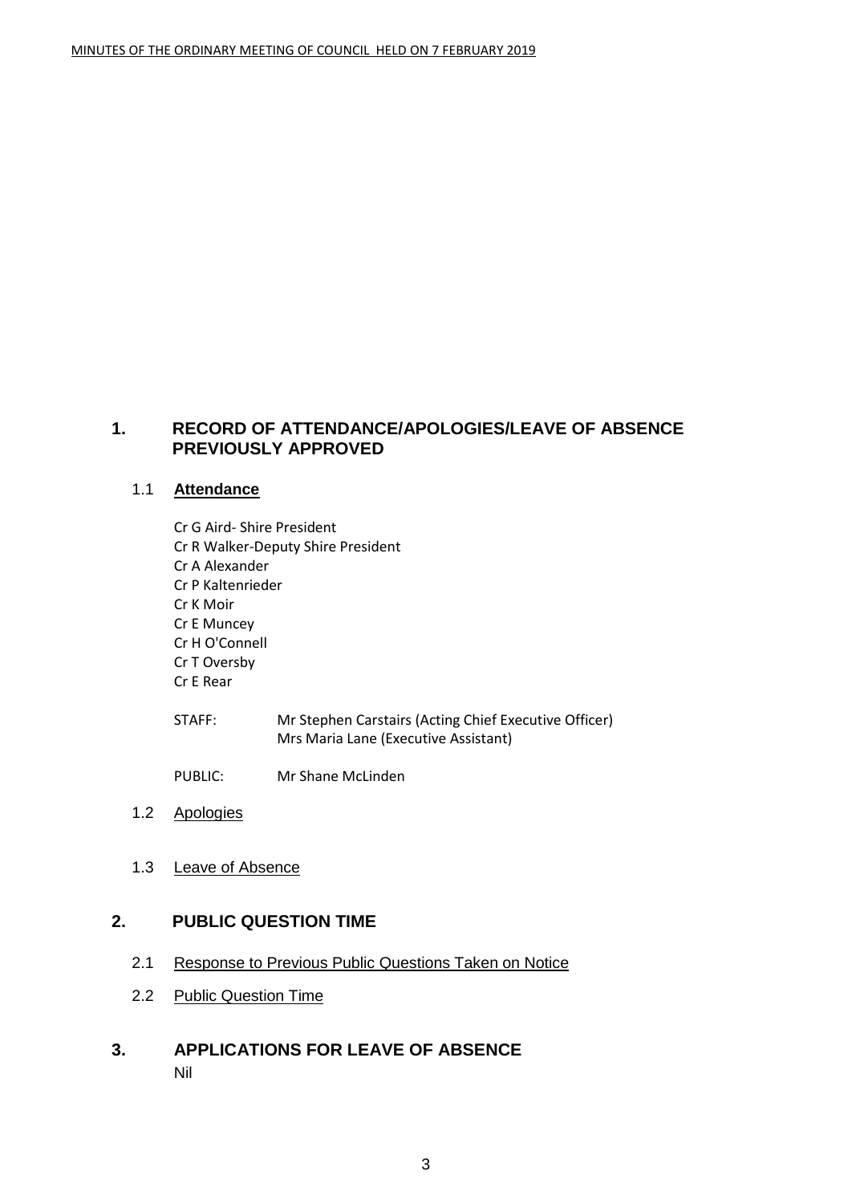## 1. RECORD OF ATTENDANCE/APOLOGIES/LEAVE OF ABSENCE PREVIOUSLY APPROVED

### 1.1 Attendance

Cr G Aird- Shire President
Cr R Walker-Deputy Shire President
Cr A Alexander
Cr P Kaltenrieder
Cr K Moir
Cr E Muncey
Cr H O'Connell
Cr T Oversby
Cr E Rear

STAFF: Mr Stephen Carstairs (Acting Chief Executive Officer)
Mrs Maria Lane (Executive Assistant)

PUBLIC: Mr Shane McLinden

### 1.2 Apologies

### 1.3 Leave of Absence

## 2. PUBLIC QUESTION TIME

### 2.1 Response to Previous Public Questions Taken on Notice

### 2.2 Public Question Time

## 3. APPLICATIONS FOR LEAVE OF ABSENCE

Nil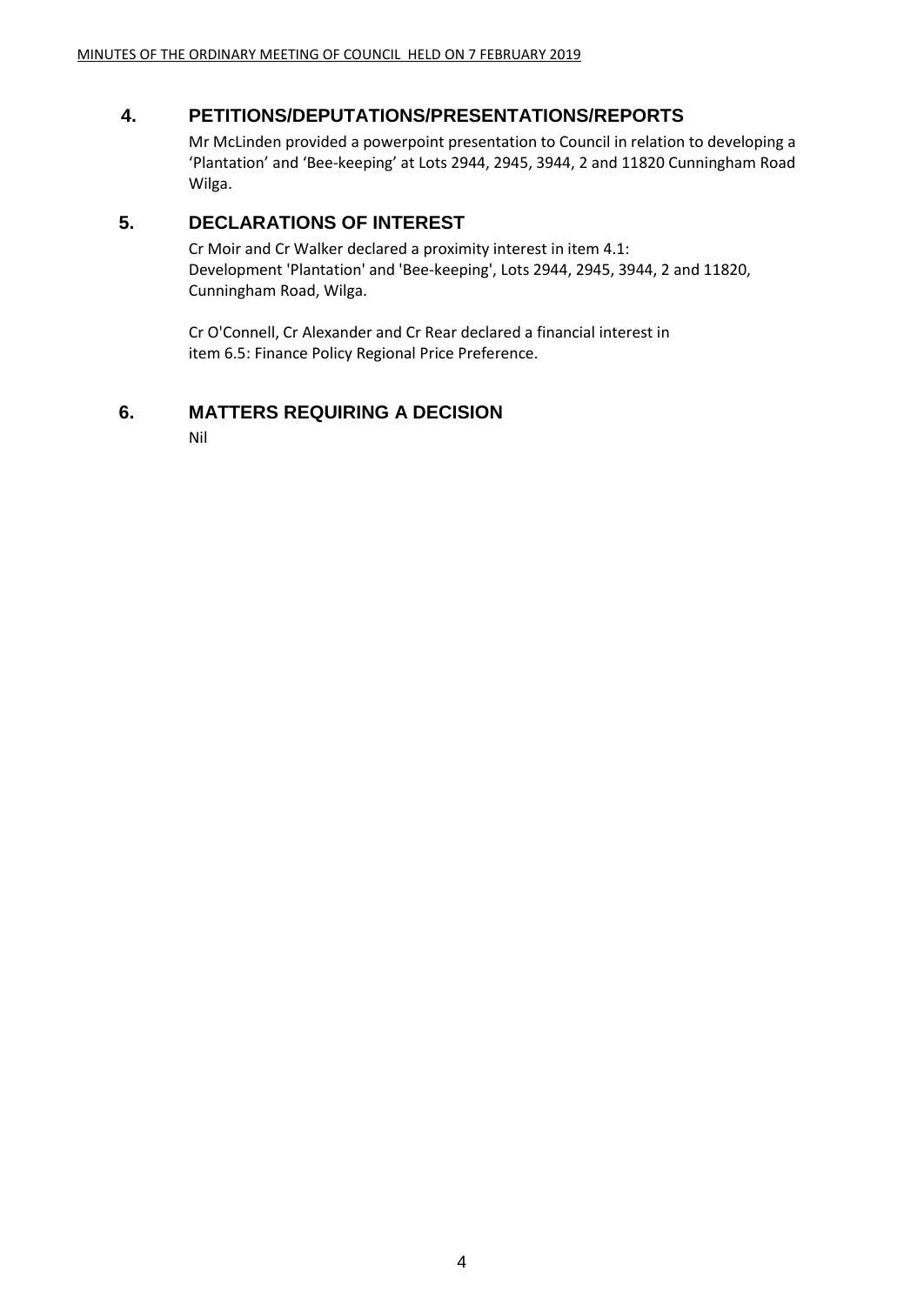## 4. PETITIONS/DEPUTATIONS/PRESENTATIONS/REPORTS

Mr McLinden provided a powerpoint presentation to Council in relation to developing a 'Plantation' and 'Bee-keeping' at Lots 2944, 2945, 3944, 2 and 11820 Cunningham Road Wilga.

## 5. DECLARATIONS OF INTEREST

Cr Moir and Cr Walker declared a proximity interest in item 4.1: Development 'Plantation' and 'Bee-keeping', Lots 2944, 2945, 3944, 2 and 11820, Cunningham Road, Wilga.

Cr O'Connell, Cr Alexander and Cr Rear declared a financial interest in item 6.5: Finance Policy Regional Price Preference.

## 6. MATTERS REQUIRING A DECISION

Nil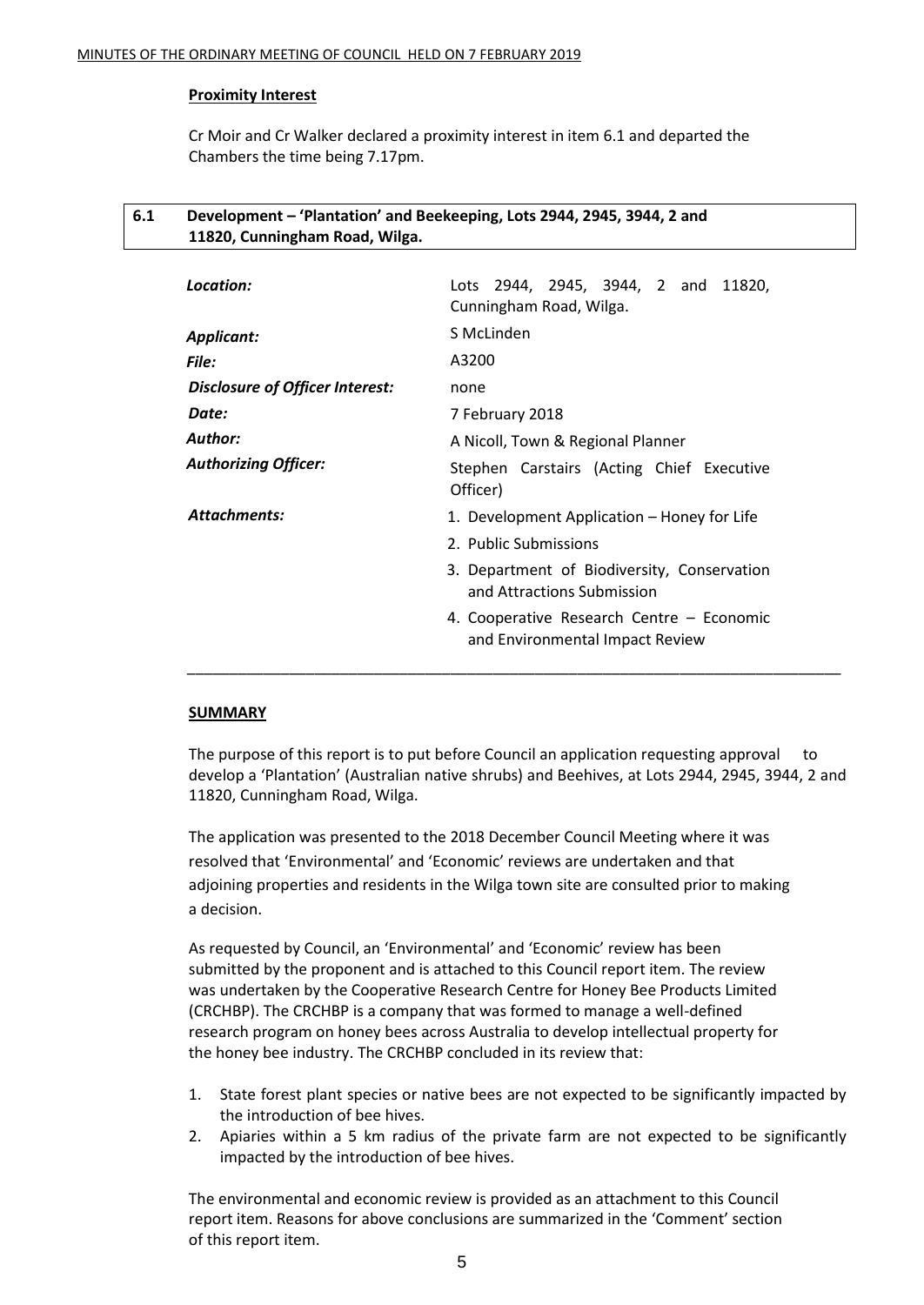**Proximity Interest**

Cr Moir and Cr Walker declared a proximity interest in item 6.1 and departed the Chambers the time being 7.17pm.

## 6.1 Development – 'Plantation' and Beekeeping, Lots 2944, 2945, 3944, 2 and 11820, Cunningham Road, Wilga.

| | |
|---|---|
| ***Location:*** | Lots 2944, 2945, 3944, 2 and 11820, Cunningham Road, Wilga. |
| ***Applicant:*** | S McLinden |
| ***File:*** | A3200 |
| ***Disclosure of Officer Interest:*** | none |
| ***Date:*** | 7 February 2018 |
| ***Author:*** | A Nicoll, Town & Regional Planner |
| ***Authorizing Officer:*** | Stephen Carstairs (Acting Chief Executive Officer) |
| ***Attachments:*** | 1. Development Application – Honey for Life<br>2. Public Submissions<br>3. Department of Biodiversity, Conservation and Attractions Submission<br>4. Cooperative Research Centre – Economic and Environmental Impact Review |

**SUMMARY**

The purpose of this report is to put before Council an application requesting approval to develop a 'Plantation' (Australian native shrubs) and Beehives, at Lots 2944, 2945, 3944, 2 and 11820, Cunningham Road, Wilga.

The application was presented to the 2018 December Council Meeting where it was resolved that 'Environmental' and 'Economic' reviews are undertaken and that adjoining properties and residents in the Wilga town site are consulted prior to making a decision.

As requested by Council, an 'Environmental' and 'Economic' review has been submitted by the proponent and is attached to this Council report item. The review was undertaken by the Cooperative Research Centre for Honey Bee Products Limited (CRCHBP). The CRCHBP is a company that was formed to manage a well-defined research program on honey bees across Australia to develop intellectual property for the honey bee industry. The CRCHBP concluded in its review that:

1. State forest plant species or native bees are not expected to be significantly impacted by the introduction of bee hives.
2. Apiaries within a 5 km radius of the private farm are not expected to be significantly impacted by the introduction of bee hives.

The environmental and economic review is provided as an attachment to this Council report item. Reasons for above conclusions are summarized in the 'Comment' section of this report item.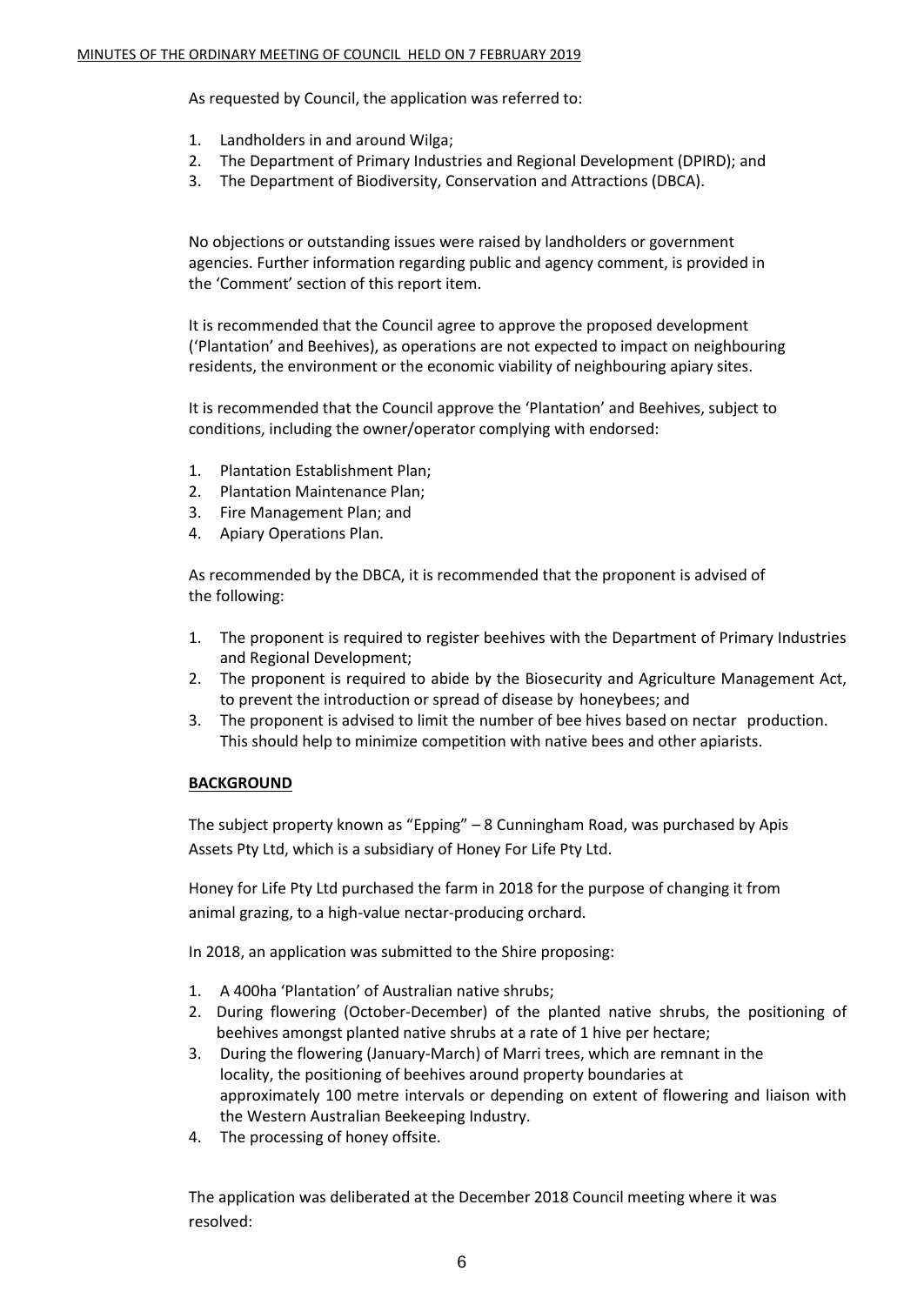As requested by Council, the application was referred to:

1. Landholders in and around Wilga;
2. The Department of Primary Industries and Regional Development (DPIRD); and
3. The Department of Biodiversity, Conservation and Attractions (DBCA).

No objections or outstanding issues were raised by landholders or government agencies. Further information regarding public and agency comment, is provided in the 'Comment' section of this report item.

It is recommended that the Council agree to approve the proposed development ('Plantation' and Beehives), as operations are not expected to impact on neighbouring residents, the environment or the economic viability of neighbouring apiary sites.

It is recommended that the Council approve the 'Plantation' and Beehives, subject to conditions, including the owner/operator complying with endorsed:

1. Plantation Establishment Plan;
2. Plantation Maintenance Plan;
3. Fire Management Plan; and
4. Apiary Operations Plan.

As recommended by the DBCA, it is recommended that the proponent is advised of the following:

1. The proponent is required to register beehives with the Department of Primary Industries and Regional Development;
2. The proponent is required to abide by the Biosecurity and Agriculture Management Act, to prevent the introduction or spread of disease by honeybees; and
3. The proponent is advised to limit the number of bee hives based on nectar production. This should help to minimize competition with native bees and other apiarists.

**BACKGROUND**

The subject property known as "Epping" – 8 Cunningham Road, was purchased by Apis Assets Pty Ltd, which is a subsidiary of Honey For Life Pty Ltd.

Honey for Life Pty Ltd purchased the farm in 2018 for the purpose of changing it from animal grazing, to a high-value nectar-producing orchard.

In 2018, an application was submitted to the Shire proposing:

1. A 400ha 'Plantation' of Australian native shrubs;
2. During flowering (October-December) of the planted native shrubs, the positioning of beehives amongst planted native shrubs at a rate of 1 hive per hectare;
3. During the flowering (January-March) of Marri trees, which are remnant in the locality, the positioning of beehives around property boundaries at approximately 100 metre intervals or depending on extent of flowering and liaison with the Western Australian Beekeeping Industry.
4. The processing of honey offsite.

The application was deliberated at the December 2018 Council meeting where it was resolved: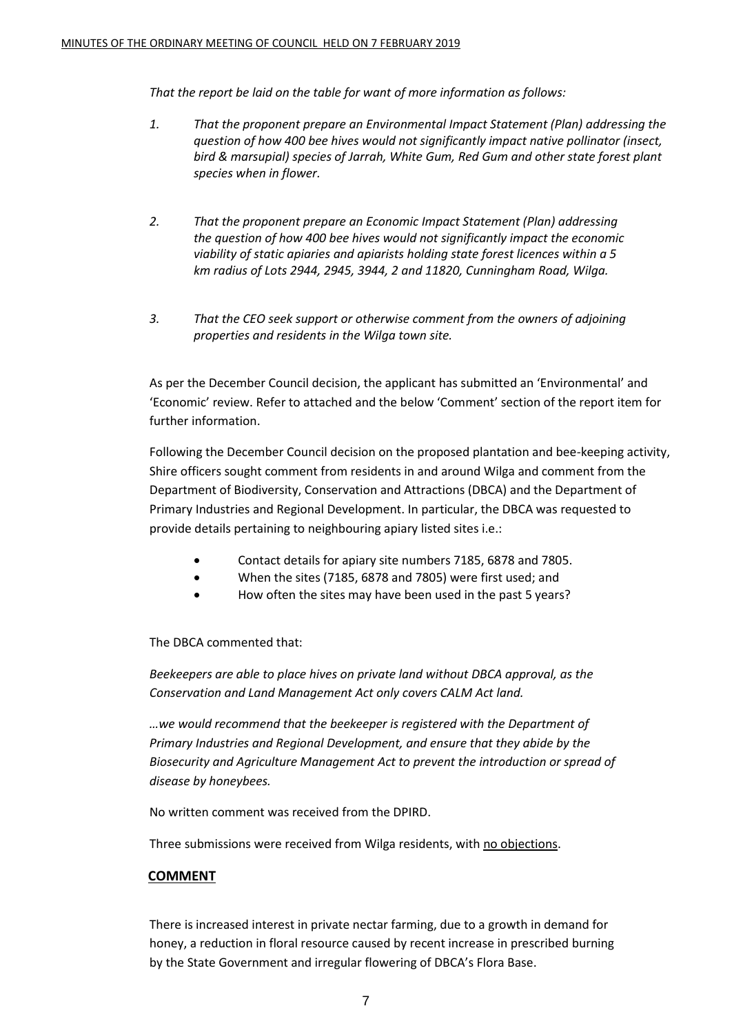*That the report be laid on the table for want of more information as follows:*

1. *That the proponent prepare an Environmental Impact Statement (Plan) addressing the question of how 400 bee hives would not significantly impact native pollinator (insect, bird & marsupial) species of Jarrah, White Gum, Red Gum and other state forest plant species when in flower.*

2. *That the proponent prepare an Economic Impact Statement (Plan) addressing the question of how 400 bee hives would not significantly impact the economic viability of static apiaries and apiarists holding state forest licences within a 5 km radius of Lots 2944, 2945, 3944, 2 and 11820, Cunningham Road, Wilga.*

3. *That the CEO seek support or otherwise comment from the owners of adjoining properties and residents in the Wilga town site.*

As per the December Council decision, the applicant has submitted an 'Environmental' and 'Economic' review. Refer to attached and the below 'Comment' section of the report item for further information.

Following the December Council decision on the proposed plantation and bee-keeping activity, Shire officers sought comment from residents in and around Wilga and comment from the Department of Biodiversity, Conservation and Attractions (DBCA) and the Department of Primary Industries and Regional Development. In particular, the DBCA was requested to provide details pertaining to neighbouring apiary listed sites i.e.:

- Contact details for apiary site numbers 7185, 6878 and 7805.
- When the sites (7185, 6878 and 7805) were first used; and
- How often the sites may have been used in the past 5 years?

The DBCA commented that:

*Beekeepers are able to place hives on private land without DBCA approval, as the Conservation and Land Management Act only covers CALM Act land.*

*…we would recommend that the beekeeper is registered with the Department of Primary Industries and Regional Development, and ensure that they abide by the Biosecurity and Agriculture Management Act to prevent the introduction or spread of disease by honeybees.*

No written comment was received from the DPIRD.

Three submissions were received from Wilga residents, with no objections.

## COMMENT

There is increased interest in private nectar farming, due to a growth in demand for honey, a reduction in floral resource caused by recent increase in prescribed burning by the State Government and irregular flowering of DBCA's Flora Base.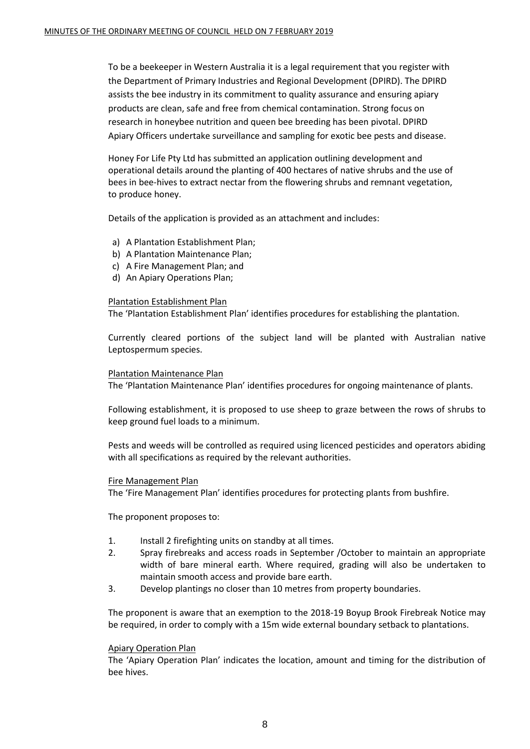To be a beekeeper in Western Australia it is a legal requirement that you register with the Department of Primary Industries and Regional Development (DPIRD). The DPIRD assists the bee industry in its commitment to quality assurance and ensuring apiary products are clean, safe and free from chemical contamination. Strong focus on research in honeybee nutrition and queen bee breeding has been pivotal. DPIRD Apiary Officers undertake surveillance and sampling for exotic bee pests and disease.

Honey For Life Pty Ltd has submitted an application outlining development and operational details around the planting of 400 hectares of native shrubs and the use of bees in bee-hives to extract nectar from the flowering shrubs and remnant vegetation, to produce honey.

Details of the application is provided as an attachment and includes:

a) A Plantation Establishment Plan;
b) A Plantation Maintenance Plan;
c) A Fire Management Plan; and
d) An Apiary Operations Plan;

Plantation Establishment Plan

The 'Plantation Establishment Plan' identifies procedures for establishing the plantation.

Currently cleared portions of the subject land will be planted with Australian native Leptospermum species.

Plantation Maintenance Plan

The 'Plantation Maintenance Plan' identifies procedures for ongoing maintenance of plants.

Following establishment, it is proposed to use sheep to graze between the rows of shrubs to keep ground fuel loads to a minimum.

Pests and weeds will be controlled as required using licenced pesticides and operators abiding with all specifications as required by the relevant authorities.

Fire Management Plan

The 'Fire Management Plan' identifies procedures for protecting plants from bushfire.

The proponent proposes to:

1. Install 2 firefighting units on standby at all times.
2. Spray firebreaks and access roads in September /October to maintain an appropriate width of bare mineral earth. Where required, grading will also be undertaken to maintain smooth access and provide bare earth.
3. Develop plantings no closer than 10 metres from property boundaries.

The proponent is aware that an exemption to the 2018-19 Boyup Brook Firebreak Notice may be required, in order to comply with a 15m wide external boundary setback to plantations.

Apiary Operation Plan

The 'Apiary Operation Plan' indicates the location, amount and timing for the distribution of bee hives.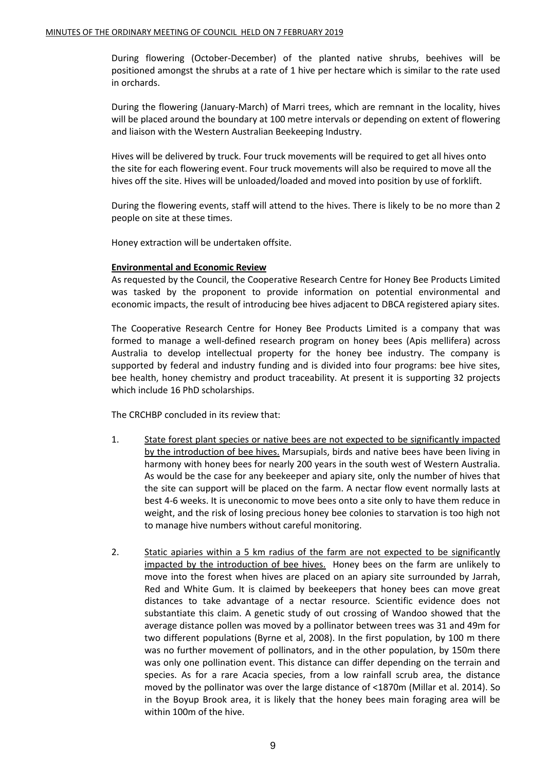During flowering (October-December) of the planted native shrubs, beehives will be positioned amongst the shrubs at a rate of 1 hive per hectare which is similar to the rate used in orchards.

During the flowering (January-March) of Marri trees, which are remnant in the locality, hives will be placed around the boundary at 100 metre intervals or depending on extent of flowering and liaison with the Western Australian Beekeeping Industry.

Hives will be delivered by truck. Four truck movements will be required to get all hives onto the site for each flowering event. Four truck movements will also be required to move all the hives off the site. Hives will be unloaded/loaded and moved into position by use of forklift.

During the flowering events, staff will attend to the hives. There is likely to be no more than 2 people on site at these times.

Honey extraction will be undertaken offsite.

**Environmental and Economic Review**

As requested by the Council, the Cooperative Research Centre for Honey Bee Products Limited was tasked by the proponent to provide information on potential environmental and economic impacts, the result of introducing bee hives adjacent to DBCA registered apiary sites.

The Cooperative Research Centre for Honey Bee Products Limited is a company that was formed to manage a well-defined research program on honey bees (Apis mellifera) across Australia to develop intellectual property for the honey bee industry. The company is supported by federal and industry funding and is divided into four programs: bee hive sites, bee health, honey chemistry and product traceability. At present it is supporting 32 projects which include 16 PhD scholarships.

The CRCHBP concluded in its review that:

1. State forest plant species or native bees are not expected to be significantly impacted by the introduction of bee hives. Marsupials, birds and native bees have been living in harmony with honey bees for nearly 200 years in the south west of Western Australia. As would be the case for any beekeeper and apiary site, only the number of hives that the site can support will be placed on the farm. A nectar flow event normally lasts at best 4-6 weeks. It is uneconomic to move bees onto a site only to have them reduce in weight, and the risk of losing precious honey bee colonies to starvation is too high not to manage hive numbers without careful monitoring.

2. Static apiaries within a 5 km radius of the farm are not expected to be significantly impacted by the introduction of bee hives. Honey bees on the farm are unlikely to move into the forest when hives are placed on an apiary site surrounded by Jarrah, Red and White Gum. It is claimed by beekeepers that honey bees can move great distances to take advantage of a nectar resource. Scientific evidence does not substantiate this claim. A genetic study of out crossing of Wandoo showed that the average distance pollen was moved by a pollinator between trees was 31 and 49m for two different populations (Byrne et al, 2008). In the first population, by 100 m there was no further movement of pollinators, and in the other population, by 150m there was only one pollination event. This distance can differ depending on the terrain and species. As for a rare Acacia species, from a low rainfall scrub area, the distance moved by the pollinator was over the large distance of <1870m (Millar et al. 2014). So in the Boyup Brook area, it is likely that the honey bees main foraging area will be within 100m of the hive.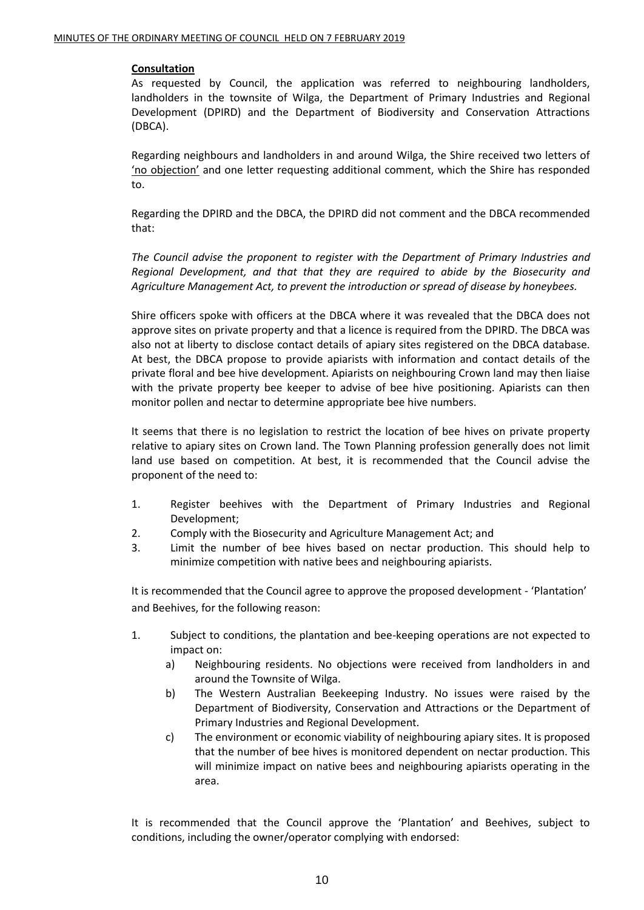**Consultation**

As requested by Council, the application was referred to neighbouring landholders, landholders in the townsite of Wilga, the Department of Primary Industries and Regional Development (DPIRD) and the Department of Biodiversity and Conservation Attractions (DBCA).

Regarding neighbours and landholders in and around Wilga, the Shire received two letters of 'no objection' and one letter requesting additional comment, which the Shire has responded to.

Regarding the DPIRD and the DBCA, the DPIRD did not comment and the DBCA recommended that:

*The Council advise the proponent to register with the Department of Primary Industries and Regional Development, and that that they are required to abide by the Biosecurity and Agriculture Management Act, to prevent the introduction or spread of disease by honeybees.*

Shire officers spoke with officers at the DBCA where it was revealed that the DBCA does not approve sites on private property and that a licence is required from the DPIRD. The DBCA was also not at liberty to disclose contact details of apiary sites registered on the DBCA database. At best, the DBCA propose to provide apiarists with information and contact details of the private floral and bee hive development. Apiarists on neighbouring Crown land may then liaise with the private property bee keeper to advise of bee hive positioning. Apiarists can then monitor pollen and nectar to determine appropriate bee hive numbers.

It seems that there is no legislation to restrict the location of bee hives on private property relative to apiary sites on Crown land. The Town Planning profession generally does not limit land use based on competition. At best, it is recommended that the Council advise the proponent of the need to:

1. Register beehives with the Department of Primary Industries and Regional Development;
2. Comply with the Biosecurity and Agriculture Management Act; and
3. Limit the number of bee hives based on nectar production. This should help to minimize competition with native bees and neighbouring apiarists.

It is recommended that the Council agree to approve the proposed development - 'Plantation' and Beehives, for the following reason:

1. Subject to conditions, the plantation and bee-keeping operations are not expected to impact on:
   a) Neighbouring residents. No objections were received from landholders in and around the Townsite of Wilga.
   b) The Western Australian Beekeeping Industry. No issues were raised by the Department of Biodiversity, Conservation and Attractions or the Department of Primary Industries and Regional Development.
   c) The environment or economic viability of neighbouring apiary sites. It is proposed that the number of bee hives is monitored dependent on nectar production. This will minimize impact on native bees and neighbouring apiarists operating in the area.

It is recommended that the Council approve the 'Plantation' and Beehives, subject to conditions, including the owner/operator complying with endorsed: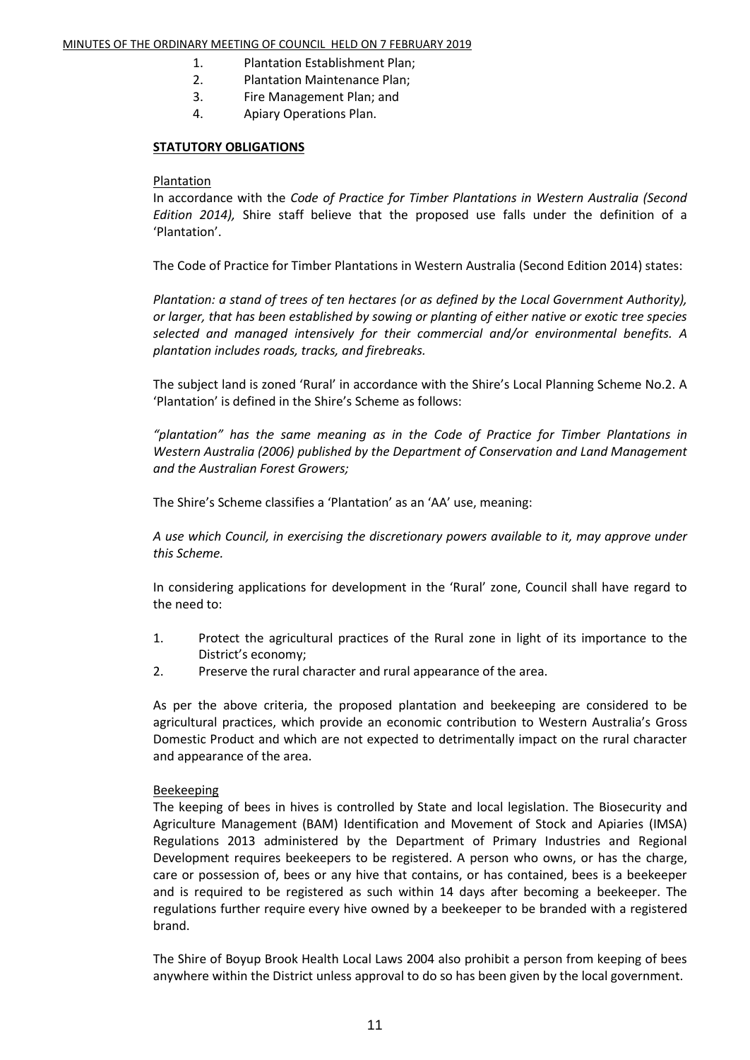1. Plantation Establishment Plan;
2. Plantation Maintenance Plan;
3. Fire Management Plan; and
4. Apiary Operations Plan.

**STATUTORY OBLIGATIONS**

Plantation

In accordance with the *Code of Practice for Timber Plantations in Western Australia (Second Edition 2014),* Shire staff believe that the proposed use falls under the definition of a 'Plantation'.

The Code of Practice for Timber Plantations in Western Australia (Second Edition 2014) states:

*Plantation: a stand of trees of ten hectares (or as defined by the Local Government Authority), or larger, that has been established by sowing or planting of either native or exotic tree species selected and managed intensively for their commercial and/or environmental benefits. A plantation includes roads, tracks, and firebreaks.*

The subject land is zoned 'Rural' in accordance with the Shire's Local Planning Scheme No.2. A 'Plantation' is defined in the Shire's Scheme as follows:

*"plantation" has the same meaning as in the Code of Practice for Timber Plantations in Western Australia (2006) published by the Department of Conservation and Land Management and the Australian Forest Growers;*

The Shire's Scheme classifies a 'Plantation' as an 'AA' use, meaning:

*A use which Council, in exercising the discretionary powers available to it, may approve under this Scheme.*

In considering applications for development in the 'Rural' zone, Council shall have regard to the need to:

1. Protect the agricultural practices of the Rural zone in light of its importance to the District's economy;
2. Preserve the rural character and rural appearance of the area.

As per the above criteria, the proposed plantation and beekeeping are considered to be agricultural practices, which provide an economic contribution to Western Australia's Gross Domestic Product and which are not expected to detrimentally impact on the rural character and appearance of the area.

Beekeeping

The keeping of bees in hives is controlled by State and local legislation. The Biosecurity and Agriculture Management (BAM) Identification and Movement of Stock and Apiaries (IMSA) Regulations 2013 administered by the Department of Primary Industries and Regional Development requires beekeepers to be registered. A person who owns, or has the charge, care or possession of, bees or any hive that contains, or has contained, bees is a beekeeper and is required to be registered as such within 14 days after becoming a beekeeper. The regulations further require every hive owned by a beekeeper to be branded with a registered brand.

The Shire of Boyup Brook Health Local Laws 2004 also prohibit a person from keeping of bees anywhere within the District unless approval to do so has been given by the local government.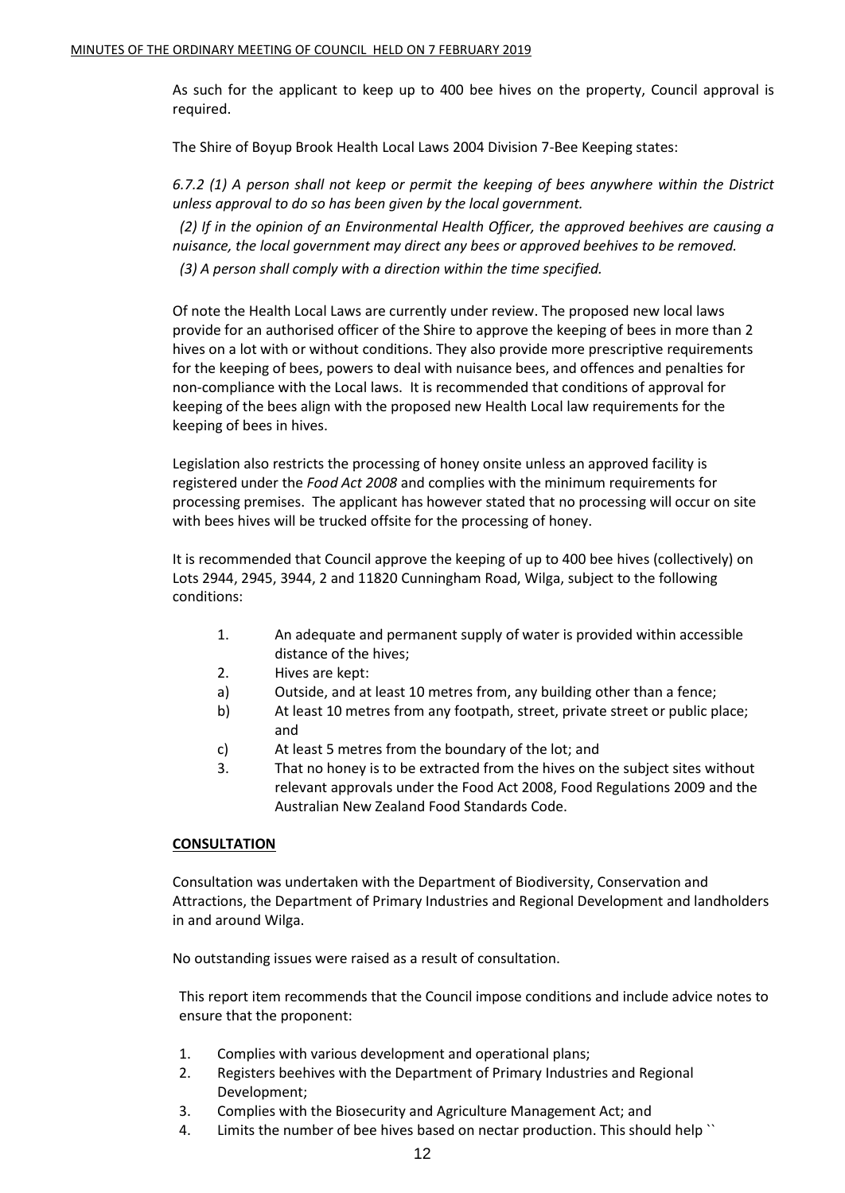As such for the applicant to keep up to 400 bee hives on the property, Council approval is required.

The Shire of Boyup Brook Health Local Laws 2004 Division 7-Bee Keeping states:

*6.7.2 (1) A person shall not keep or permit the keeping of bees anywhere within the District unless approval to do so has been given by the local government.*

*(2) If in the opinion of an Environmental Health Officer, the approved beehives are causing a nuisance, the local government may direct any bees or approved beehives to be removed.*

*(3) A person shall comply with a direction within the time specified.*

Of note the Health Local Laws are currently under review. The proposed new local laws provide for an authorised officer of the Shire to approve the keeping of bees in more than 2 hives on a lot with or without conditions. They also provide more prescriptive requirements for the keeping of bees, powers to deal with nuisance bees, and offences and penalties for non-compliance with the Local laws. It is recommended that conditions of approval for keeping of the bees align with the proposed new Health Local law requirements for the keeping of bees in hives.

Legislation also restricts the processing of honey onsite unless an approved facility is registered under the *Food Act 2008* and complies with the minimum requirements for processing premises. The applicant has however stated that no processing will occur on site with bees hives will be trucked offsite for the processing of honey.

It is recommended that Council approve the keeping of up to 400 bee hives (collectively) on Lots 2944, 2945, 3944, 2 and 11820 Cunningham Road, Wilga, subject to the following conditions:

1. An adequate and permanent supply of water is provided within accessible distance of the hives;
2. Hives are kept:
   a) Outside, and at least 10 metres from, any building other than a fence;
   b) At least 10 metres from any footpath, street, private street or public place; and
   c) At least 5 metres from the boundary of the lot; and
3. That no honey is to be extracted from the hives on the subject sites without relevant approvals under the Food Act 2008, Food Regulations 2009 and the Australian New Zealand Food Standards Code.

**CONSULTATION**

Consultation was undertaken with the Department of Biodiversity, Conservation and Attractions, the Department of Primary Industries and Regional Development and landholders in and around Wilga.

No outstanding issues were raised as a result of consultation.

This report item recommends that the Council impose conditions and include advice notes to ensure that the proponent:

1. Complies with various development and operational plans;
2. Registers beehives with the Department of Primary Industries and Regional Development;
3. Complies with the Biosecurity and Agriculture Management Act; and
4. Limits the number of bee hives based on nectar production. This should help ``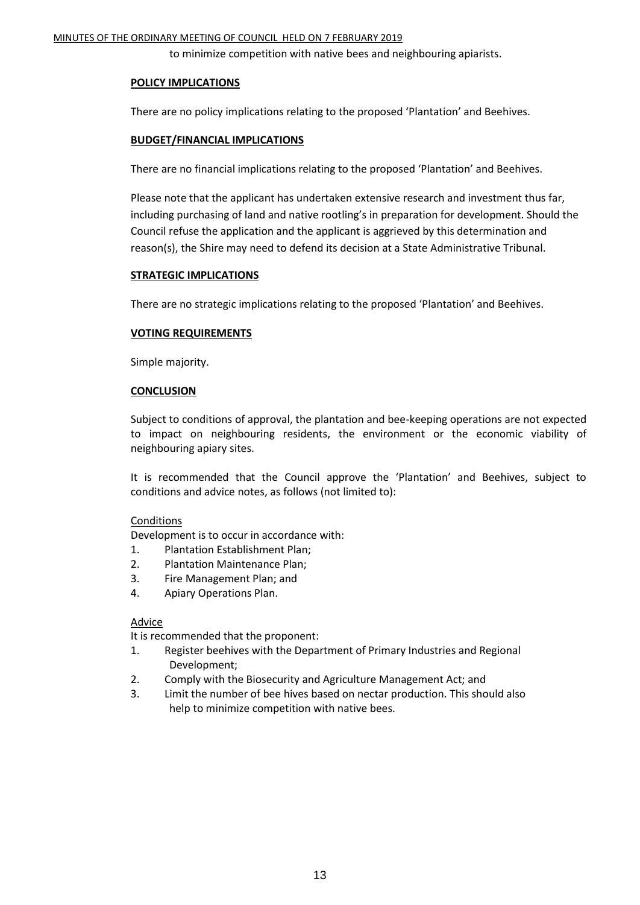to minimize competition with native bees and neighbouring apiarists.

**POLICY IMPLICATIONS**

There are no policy implications relating to the proposed 'Plantation' and Beehives.

**BUDGET/FINANCIAL IMPLICATIONS**

There are no financial implications relating to the proposed 'Plantation' and Beehives.

Please note that the applicant has undertaken extensive research and investment thus far, including purchasing of land and native rootling's in preparation for development. Should the Council refuse the application and the applicant is aggrieved by this determination and reason(s), the Shire may need to defend its decision at a State Administrative Tribunal.

**STRATEGIC IMPLICATIONS**

There are no strategic implications relating to the proposed 'Plantation' and Beehives.

**VOTING REQUIREMENTS**

Simple majority.

**CONCLUSION**

Subject to conditions of approval, the plantation and bee-keeping operations are not expected to impact on neighbouring residents, the environment or the economic viability of neighbouring apiary sites.

It is recommended that the Council approve the 'Plantation' and Beehives, subject to conditions and advice notes, as follows (not limited to):

Conditions

Development is to occur in accordance with:

1. Plantation Establishment Plan;
2. Plantation Maintenance Plan;
3. Fire Management Plan; and
4. Apiary Operations Plan.

Advice

It is recommended that the proponent:

1. Register beehives with the Department of Primary Industries and Regional Development;
2. Comply with the Biosecurity and Agriculture Management Act; and
3. Limit the number of bee hives based on nectar production. This should also help to minimize competition with native bees.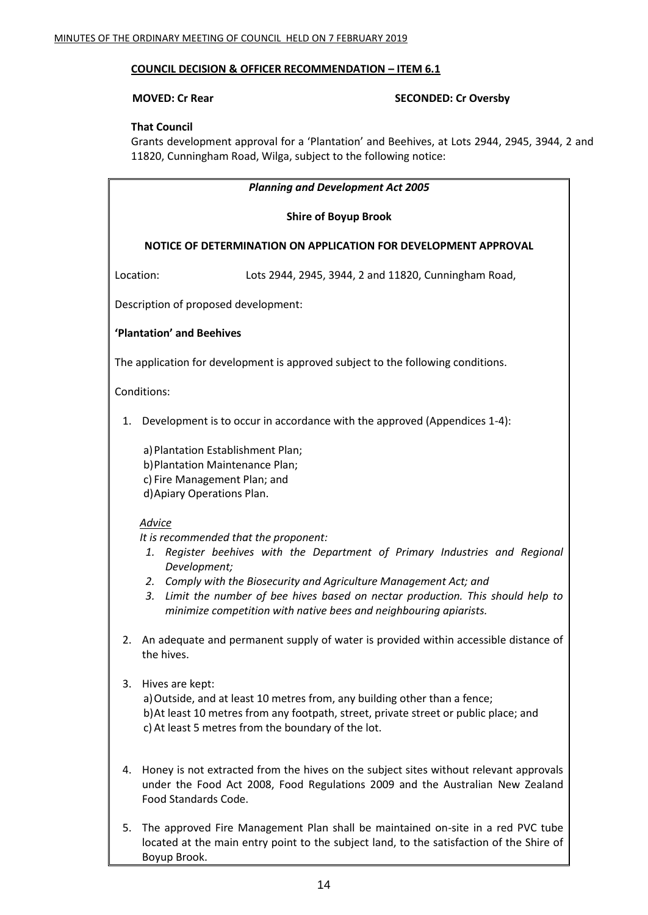**COUNCIL DECISION & OFFICER RECOMMENDATION – ITEM 6.1**

**MOVED: Cr Rear** **SECONDED: Cr Oversby**

**That Council**

Grants development approval for a 'Plantation' and Beehives, at Lots 2944, 2945, 3944, 2 and 11820, Cunningham Road, Wilga, subject to the following notice:

***Planning and Development Act 2005***

**Shire of Boyup Brook**

**NOTICE OF DETERMINATION ON APPLICATION FOR DEVELOPMENT APPROVAL**

Location: Lots 2944, 2945, 3944, 2 and 11820, Cunningham Road,

Description of proposed development:

**'Plantation' and Beehives**

The application for development is approved subject to the following conditions.

Conditions:

1. Development is to occur in accordance with the approved (Appendices 1-4):

   a) Plantation Establishment Plan;
   b) Plantation Maintenance Plan;
   c) Fire Management Plan; and
   d) Apiary Operations Plan.

   *Advice*

   *It is recommended that the proponent:*

   1. *Register beehives with the Department of Primary Industries and Regional Development;*
   2. *Comply with the Biosecurity and Agriculture Management Act; and*
   3. *Limit the number of bee hives based on nectar production. This should help to minimize competition with native bees and neighbouring apiarists.*

2. An adequate and permanent supply of water is provided within accessible distance of the hives.

3. Hives are kept:

   a) Outside, and at least 10 metres from, any building other than a fence;
   b) At least 10 metres from any footpath, street, private street or public place; and
   c) At least 5 metres from the boundary of the lot.

4. Honey is not extracted from the hives on the subject sites without relevant approvals under the Food Act 2008, Food Regulations 2009 and the Australian New Zealand Food Standards Code.

5. The approved Fire Management Plan shall be maintained on-site in a red PVC tube located at the main entry point to the subject land, to the satisfaction of the Shire of Boyup Brook.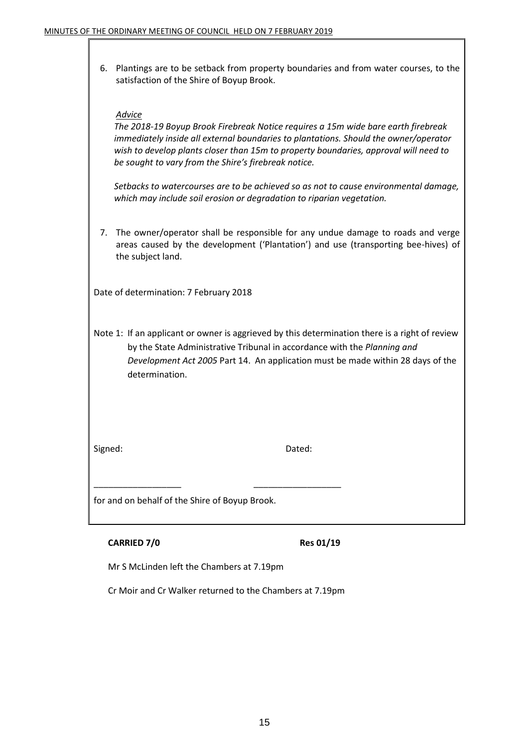6. Plantings are to be setback from property boundaries and from water courses, to the satisfaction of the Shire of Boyup Brook.

*Advice*

*The 2018-19 Boyup Brook Firebreak Notice requires a 15m wide bare earth firebreak immediately inside all external boundaries to plantations. Should the owner/operator wish to develop plants closer than 15m to property boundaries, approval will need to be sought to vary from the Shire's firebreak notice.*

*Setbacks to watercourses are to be achieved so as not to cause environmental damage, which may include soil erosion or degradation to riparian vegetation.*

7. The owner/operator shall be responsible for any undue damage to roads and verge areas caused by the development ('Plantation') and use (transporting bee-hives) of the subject land.

Date of determination: 7 February 2018

Note 1: If an applicant or owner is aggrieved by this determination there is a right of review by the State Administrative Tribunal in accordance with the *Planning and Development Act 2005* Part 14. An application must be made within 28 days of the determination.

Signed: Dated:

\_\_\_\_\_\_\_\_\_\_\_\_\_\_\_\_\_\_ \_\_\_\_\_\_\_\_\_\_\_\_\_\_\_\_\_\_

for and on behalf of the Shire of Boyup Brook.

**CARRIED 7/0** **Res 01/19**

Mr S McLinden left the Chambers at 7.19pm

Cr Moir and Cr Walker returned to the Chambers at 7.19pm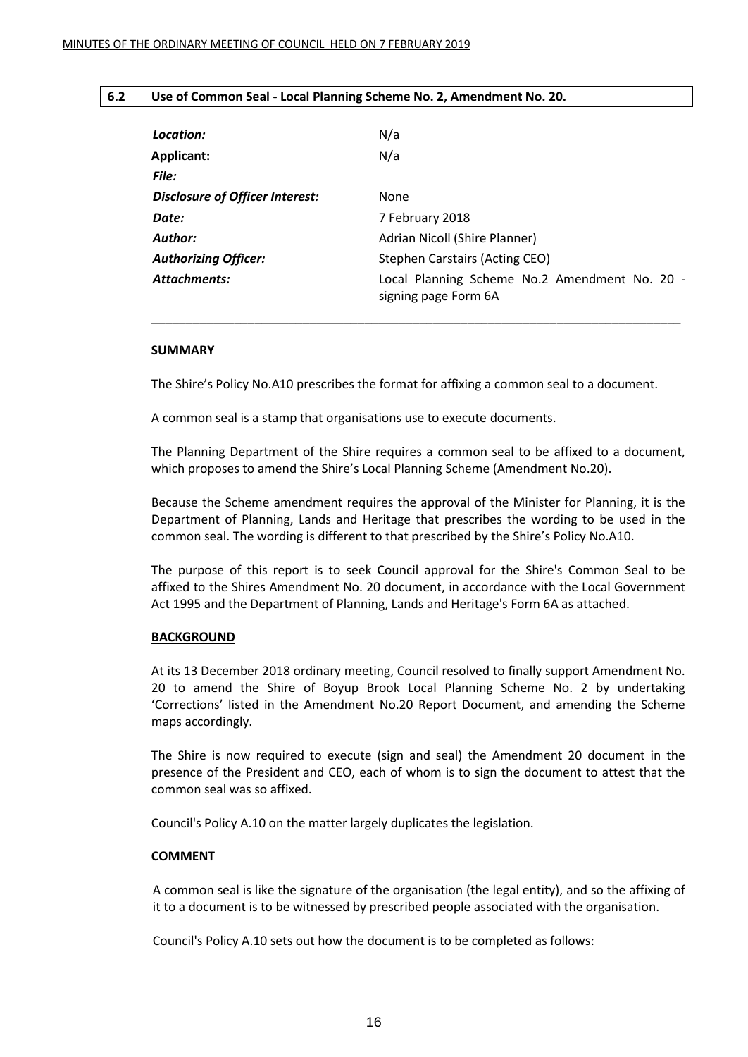## 6.2 Use of Common Seal - Local Planning Scheme No. 2, Amendment No. 20.

| | |
|---|---|
| ***Location:*** | N/a |
| **Applicant:** | N/a |
| ***File:*** | |
| ***Disclosure of Officer Interest:*** | None |
| ***Date:*** | 7 February 2018 |
| ***Author:*** | Adrian Nicoll (Shire Planner) |
| ***Authorizing Officer:*** | Stephen Carstairs (Acting CEO) |
| ***Attachments:*** | Local Planning Scheme No.2 Amendment No. 20 - signing page Form 6A |

---

**SUMMARY**

The Shire's Policy No.A10 prescribes the format for affixing a common seal to a document.

A common seal is a stamp that organisations use to execute documents.

The Planning Department of the Shire requires a common seal to be affixed to a document, which proposes to amend the Shire's Local Planning Scheme (Amendment No.20).

Because the Scheme amendment requires the approval of the Minister for Planning, it is the Department of Planning, Lands and Heritage that prescribes the wording to be used in the common seal. The wording is different to that prescribed by the Shire's Policy No.A10.

The purpose of this report is to seek Council approval for the Shire's Common Seal to be affixed to the Shires Amendment No. 20 document, in accordance with the Local Government Act 1995 and the Department of Planning, Lands and Heritage's Form 6A as attached.

**BACKGROUND**

At its 13 December 2018 ordinary meeting, Council resolved to finally support Amendment No. 20 to amend the Shire of Boyup Brook Local Planning Scheme No. 2 by undertaking 'Corrections' listed in the Amendment No.20 Report Document, and amending the Scheme maps accordingly.

The Shire is now required to execute (sign and seal) the Amendment 20 document in the presence of the President and CEO, each of whom is to sign the document to attest that the common seal was so affixed.

Council's Policy A.10 on the matter largely duplicates the legislation.

**COMMENT**

A common seal is like the signature of the organisation (the legal entity), and so the affixing of it to a document is to be witnessed by prescribed people associated with the organisation.

Council's Policy A.10 sets out how the document is to be completed as follows: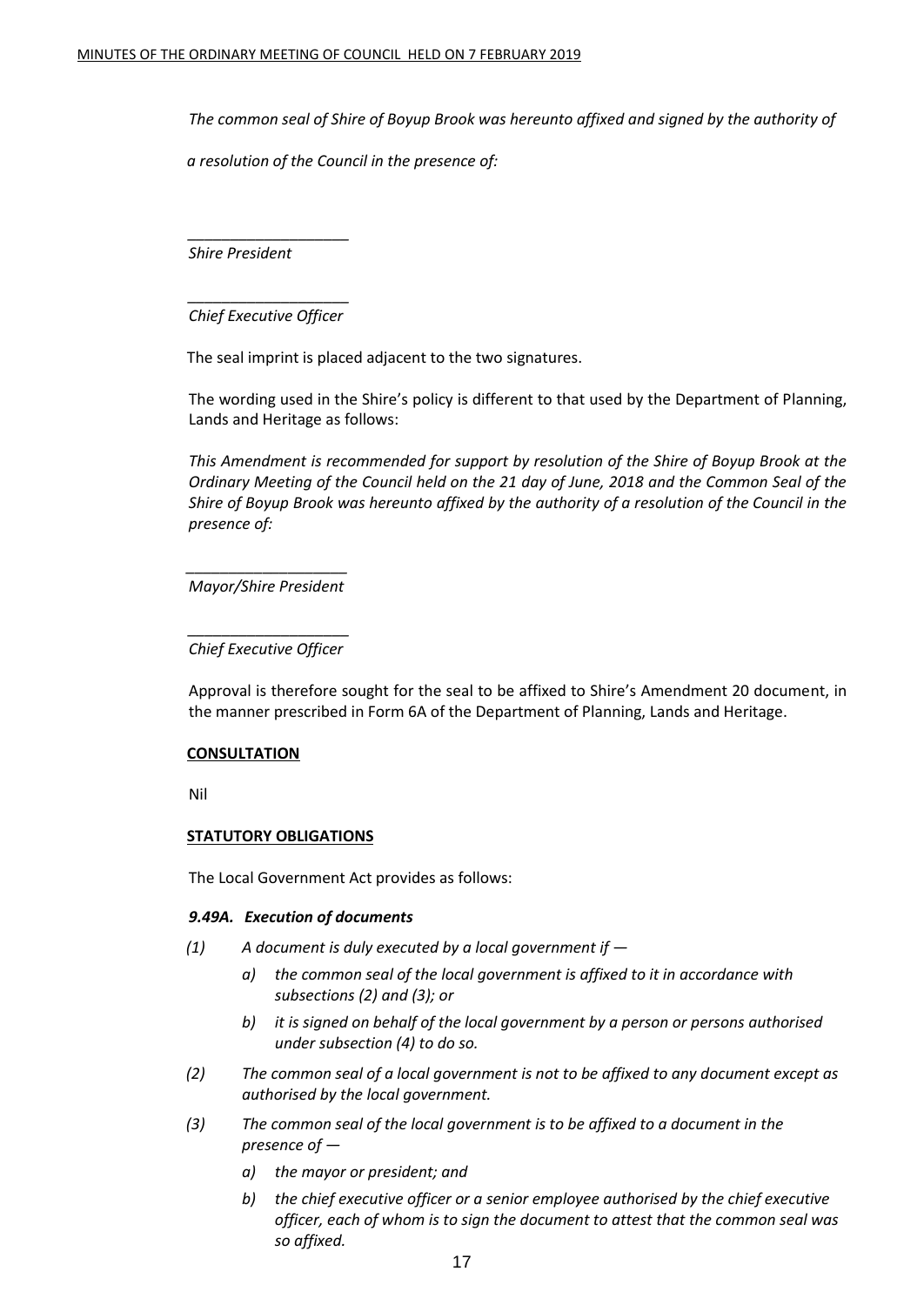*The common seal of Shire of Boyup Brook was hereunto affixed and signed by the authority of*

*a resolution of the Council in the presence of:*

___________________

*Shire President*

___________________

*Chief Executive Officer*

The seal imprint is placed adjacent to the two signatures.

The wording used in the Shire's policy is different to that used by the Department of Planning, Lands and Heritage as follows:

*This Amendment is recommended for support by resolution of the Shire of Boyup Brook at the Ordinary Meeting of the Council held on the 21 day of June, 2018 and the Common Seal of the Shire of Boyup Brook was hereunto affixed by the authority of a resolution of the Council in the presence of:*

___________________

*Mayor/Shire President*

___________________

*Chief Executive Officer*

Approval is therefore sought for the seal to be affixed to Shire's Amendment 20 document, in the manner prescribed in Form 6A of the Department of Planning, Lands and Heritage.

**CONSULTATION**

Nil

**STATUTORY OBLIGATIONS**

The Local Government Act provides as follows:

***9.49A. Execution of documents***

*(1) A document is duly executed by a local government if —*

- *a) the common seal of the local government is affixed to it in accordance with subsections (2) and (3); or*
- *b) it is signed on behalf of the local government by a person or persons authorised under subsection (4) to do so.*

*(2) The common seal of a local government is not to be affixed to any document except as authorised by the local government.*

*(3) The common seal of the local government is to be affixed to a document in the presence of —*

- *a) the mayor or president; and*
- *b) the chief executive officer or a senior employee authorised by the chief executive officer, each of whom is to sign the document to attest that the common seal was so affixed.*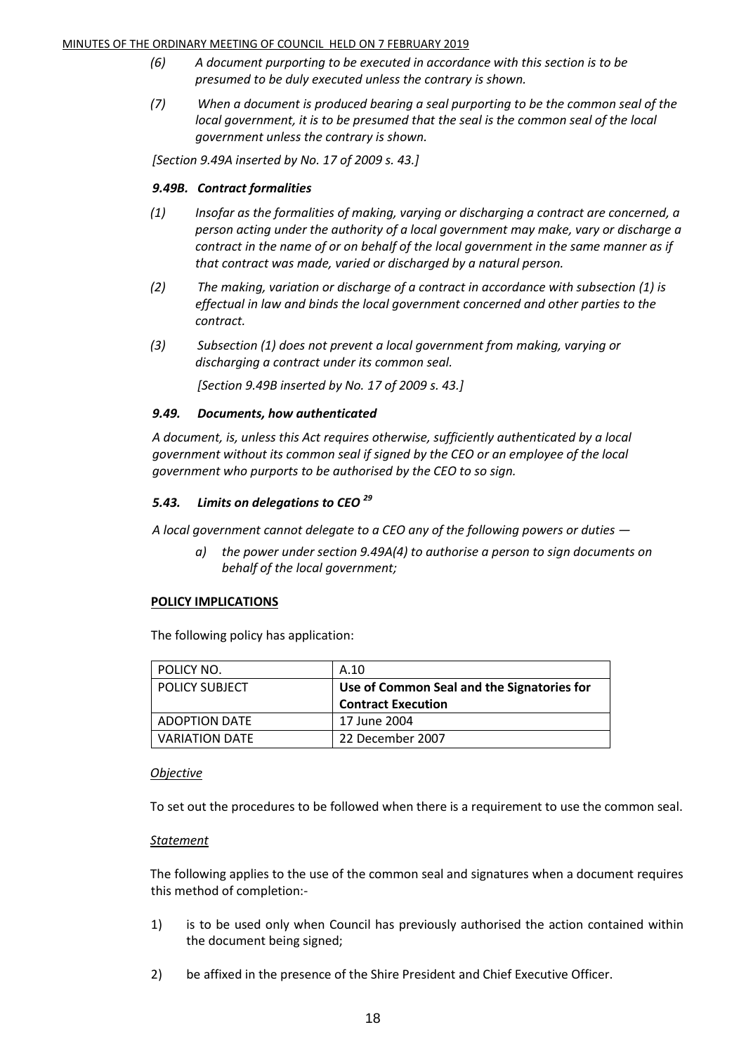*(6) A document purporting to be executed in accordance with this section is to be presumed to be duly executed unless the contrary is shown.*

*(7) When a document is produced bearing a seal purporting to be the common seal of the local government, it is to be presumed that the seal is the common seal of the local government unless the contrary is shown.*

*[Section 9.49A inserted by No. 17 of 2009 s. 43.]*

***9.49B. Contract formalities***

*(1) Insofar as the formalities of making, varying or discharging a contract are concerned, a person acting under the authority of a local government may make, vary or discharge a contract in the name of or on behalf of the local government in the same manner as if that contract was made, varied or discharged by a natural person.*

*(2) The making, variation or discharge of a contract in accordance with subsection (1) is effectual in law and binds the local government concerned and other parties to the contract.*

*(3) Subsection (1) does not prevent a local government from making, varying or discharging a contract under its common seal.*

*[Section 9.49B inserted by No. 17 of 2009 s. 43.]*

***9.49. Documents, how authenticated***

*A document, is, unless this Act requires otherwise, sufficiently authenticated by a local government without its common seal if signed by the CEO or an employee of the local government who purports to be authorised by the CEO to so sign.*

***5.43. Limits on delegations to CEO [29]***

*A local government cannot delegate to a CEO any of the following powers or duties —*

*a) the power under section 9.49A(4) to authorise a person to sign documents on behalf of the local government;*

**POLICY IMPLICATIONS**

The following policy has application:

| POLICY NO. | A.10 |
|---|---|
| POLICY SUBJECT | **Use of Common Seal and the Signatories for Contract Execution** |
| ADOPTION DATE | 17 June 2004 |
| VARIATION DATE | 22 December 2007 |

*Objective*

To set out the procedures to be followed when there is a requirement to use the common seal.

*Statement*

The following applies to the use of the common seal and signatures when a document requires this method of completion:-

1) is to be used only when Council has previously authorised the action contained within the document being signed;

2) be affixed in the presence of the Shire President and Chief Executive Officer.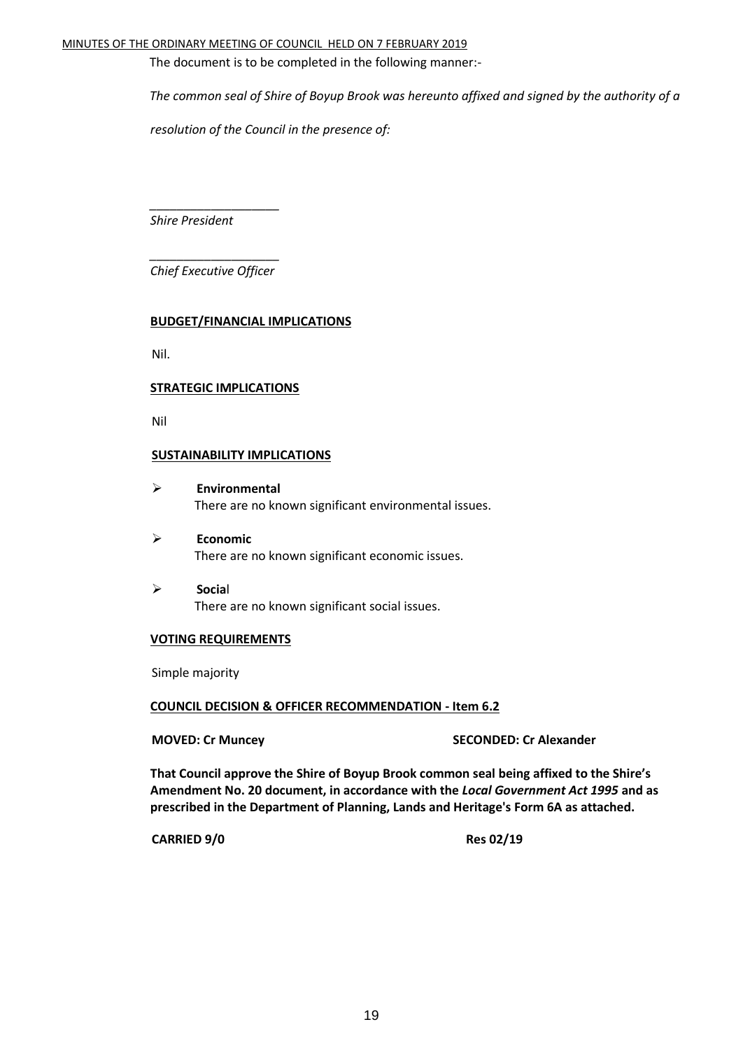The document is to be completed in the following manner:-

*The common seal of Shire of Boyup Brook was hereunto affixed and signed by the authority of a resolution of the Council in the presence of:*

___________________
*Shire President*

___________________
*Chief Executive Officer*

**BUDGET/FINANCIAL IMPLICATIONS**

Nil.

**STRATEGIC IMPLICATIONS**

Nil

**SUSTAINABILITY IMPLICATIONS**

- **Environmental**
  There are no known significant environmental issues.
- **Economic**
  There are no known significant economic issues.
- **Social**
  There are no known significant social issues.

**VOTING REQUIREMENTS**

Simple majority

**COUNCIL DECISION & OFFICER RECOMMENDATION - Item 6.2**

**MOVED: Cr Muncey** **SECONDED: Cr Alexander**

**That Council approve the Shire of Boyup Brook common seal being affixed to the Shire's Amendment No. 20 document, in accordance with the *Local Government Act 1995* and as prescribed in the Department of Planning, Lands and Heritage's Form 6A as attached.**

**CARRIED 9/0** **Res 02/19**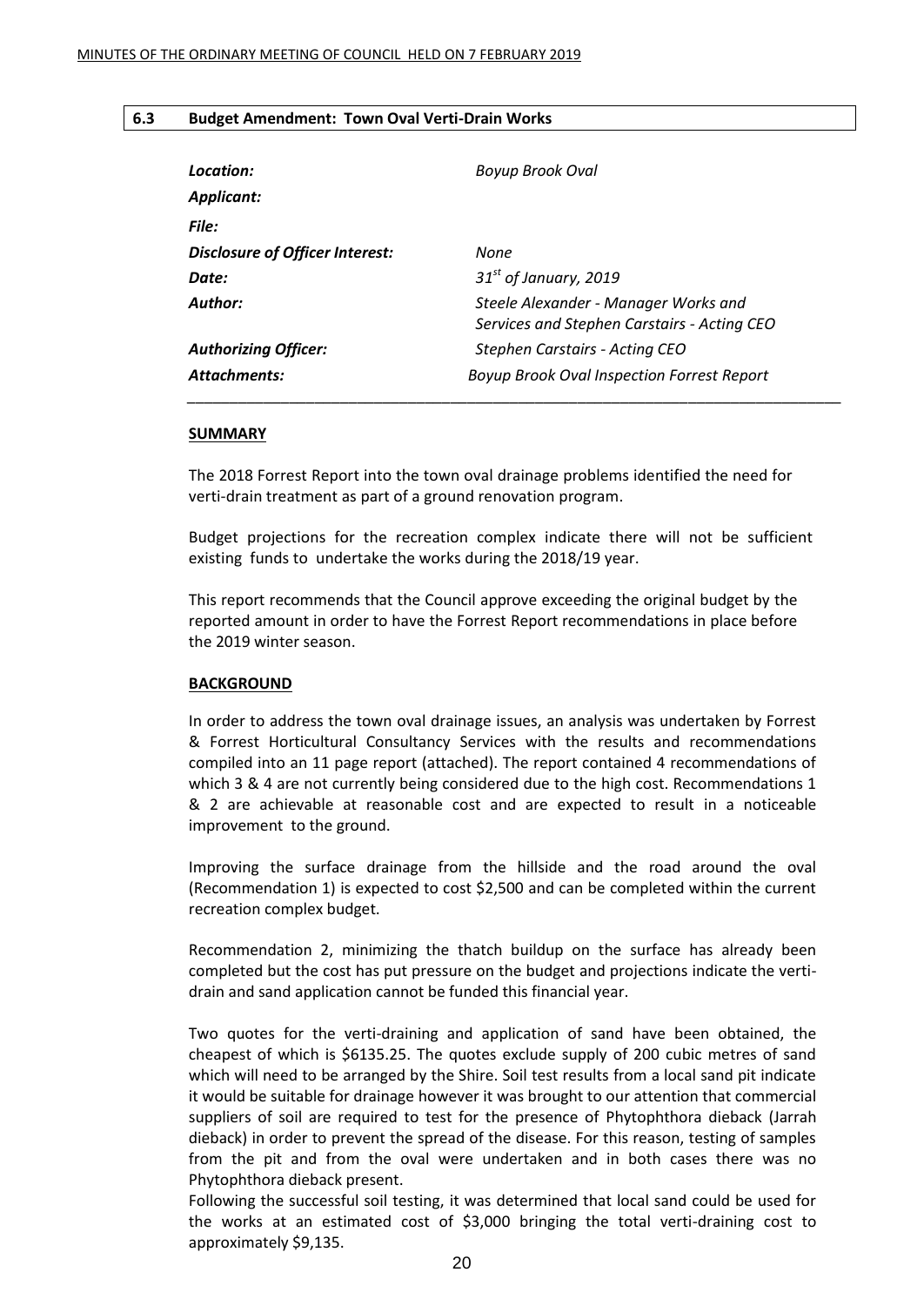## 6.3 Budget Amendment: Town Oval Verti-Drain Works

| | |
|---|---|
| ***Location:*** | *Boyup Brook Oval* |
| ***Applicant:*** | |
| ***File:*** | |
| ***Disclosure of Officer Interest:*** | *None* |
| ***Date:*** | *31st of January, 2019* |
| ***Author:*** | *Steele Alexander - Manager Works and Services and Stephen Carstairs - Acting CEO* |
| ***Authorizing Officer:*** | *Stephen Carstairs - Acting CEO* |
| ***Attachments:*** | *Boyup Brook Oval Inspection Forrest Report* |

**SUMMARY**

The 2018 Forrest Report into the town oval drainage problems identified the need for verti-drain treatment as part of a ground renovation program.

Budget projections for the recreation complex indicate there will not be sufficient existing funds to undertake the works during the 2018/19 year.

This report recommends that the Council approve exceeding the original budget by the reported amount in order to have the Forrest Report recommendations in place before the 2019 winter season.

**BACKGROUND**

In order to address the town oval drainage issues, an analysis was undertaken by Forrest & Forrest Horticultural Consultancy Services with the results and recommendations compiled into an 11 page report (attached). The report contained 4 recommendations of which 3 & 4 are not currently being considered due to the high cost. Recommendations 1 & 2 are achievable at reasonable cost and are expected to result in a noticeable improvement to the ground.

Improving the surface drainage from the hillside and the road around the oval (Recommendation 1) is expected to cost $2,500 and can be completed within the current recreation complex budget.

Recommendation 2, minimizing the thatch buildup on the surface has already been completed but the cost has put pressure on the budget and projections indicate the verti-drain and sand application cannot be funded this financial year.

Two quotes for the verti-draining and application of sand have been obtained, the cheapest of which is $6135.25. The quotes exclude supply of 200 cubic metres of sand which will need to be arranged by the Shire. Soil test results from a local sand pit indicate it would be suitable for drainage however it was brought to our attention that commercial suppliers of soil are required to test for the presence of Phytophthora dieback (Jarrah dieback) in order to prevent the spread of the disease. For this reason, testing of samples from the pit and from the oval were undertaken and in both cases there was no Phytophthora dieback present.

Following the successful soil testing, it was determined that local sand could be used for the works at an estimated cost of $3,000 bringing the total verti-draining cost to approximately $9,135.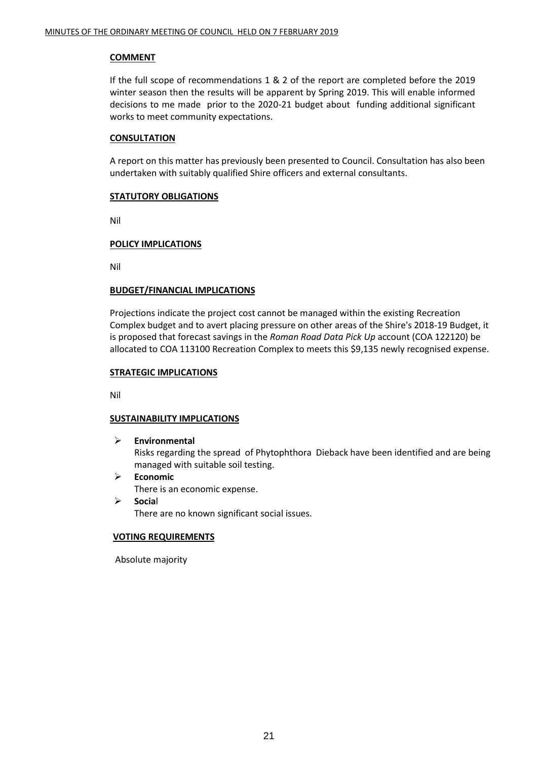**COMMENT**

If the full scope of recommendations 1 & 2 of the report are completed before the 2019 winter season then the results will be apparent by Spring 2019. This will enable informed decisions to me made prior to the 2020-21 budget about funding additional significant works to meet community expectations.

**CONSULTATION**

A report on this matter has previously been presented to Council. Consultation has also been undertaken with suitably qualified Shire officers and external consultants.

**STATUTORY OBLIGATIONS**

Nil

**POLICY IMPLICATIONS**

Nil

**BUDGET/FINANCIAL IMPLICATIONS**

Projections indicate the project cost cannot be managed within the existing Recreation Complex budget and to avert placing pressure on other areas of the Shire's 2018-19 Budget, it is proposed that forecast savings in the *Roman Road Data Pick Up* account (COA 122120) be allocated to COA 113100 Recreation Complex to meets this $9,135 newly recognised expense.

**STRATEGIC IMPLICATIONS**

Nil

**SUSTAINABILITY IMPLICATIONS**

- **Environmental**
  Risks regarding the spread of Phytophthora Dieback have been identified and are being managed with suitable soil testing.
- **Economic**
  There is an economic expense.
- **Social**
  There are no known significant social issues.

**VOTING REQUIREMENTS**

Absolute majority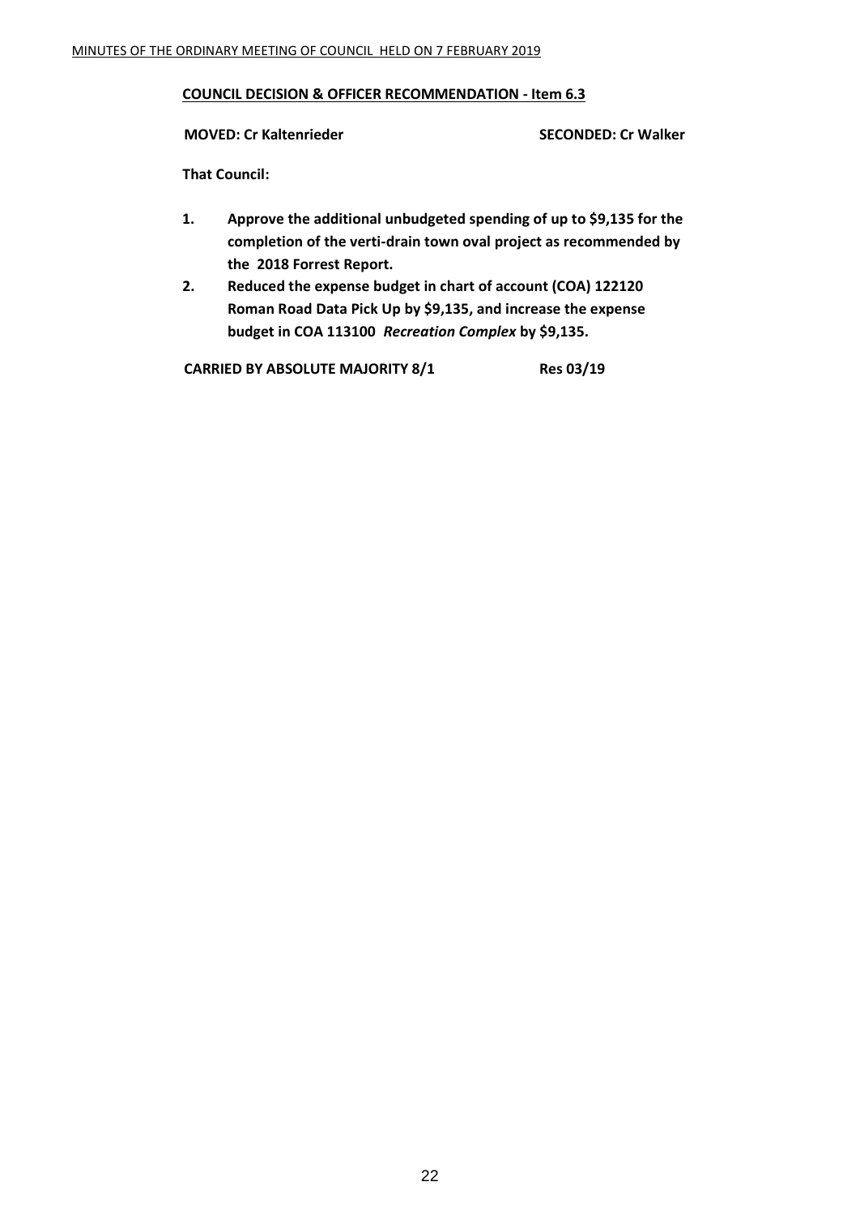**COUNCIL DECISION & OFFICER RECOMMENDATION - Item 6.3**

**MOVED: Cr Kaltenrieder** **SECONDED: Cr Walker**

**That Council:**

1. **Approve the additional unbudgeted spending of up to $9,135 for the completion of the verti-drain town oval project as recommended by the 2018 Forrest Report.**
2. **Reduced the expense budget in chart of account (COA) 122120 Roman Road Data Pick Up by $9,135, and increase the expense budget in COA 113100 *Recreation Complex* by $9,135.**

**CARRIED BY ABSOLUTE MAJORITY 8/1** **Res 03/19**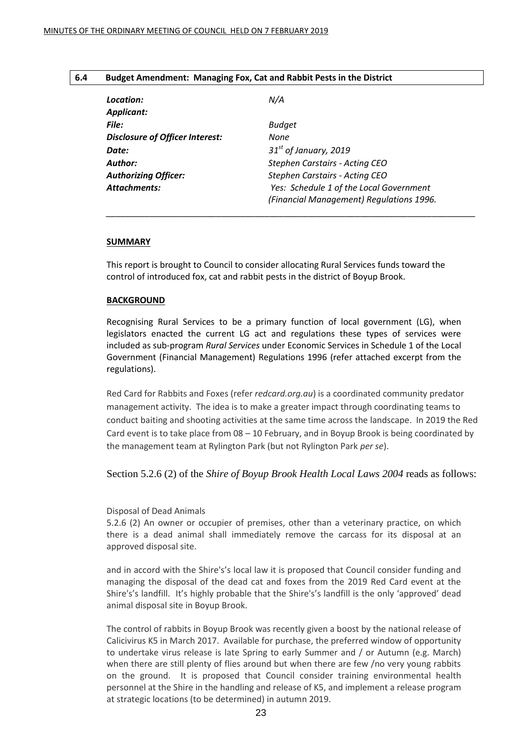## 6.4 Budget Amendment: Managing Fox, Cat and Rabbit Pests in the District

| | |
|---|---|
| ***Location:*** | *N/A* |
| ***Applicant:*** | |
| ***File:*** | *Budget* |
| ***Disclosure of Officer Interest:*** | *None* |
| ***Date:*** | *31st of January, 2019* |
| ***Author:*** | *Stephen Carstairs - Acting CEO* |
| ***Authorizing Officer:*** | *Stephen Carstairs - Acting CEO* |
| ***Attachments:*** | *Yes: Schedule 1 of the Local Government (Financial Management) Regulations 1996.* |

---

**SUMMARY**

This report is brought to Council to consider allocating Rural Services funds toward the control of introduced fox, cat and rabbit pests in the district of Boyup Brook.

**BACKGROUND**

Recognising Rural Services to be a primary function of local government (LG), when legislators enacted the current LG act and regulations these types of services were included as sub-program *Rural Services* under Economic Services in Schedule 1 of the Local Government (Financial Management) Regulations 1996 (refer attached excerpt from the regulations).

Red Card for Rabbits and Foxes (refer *redcard.org.au*) is a coordinated community predator management activity. The idea is to make a greater impact through coordinating teams to conduct baiting and shooting activities at the same time across the landscape. In 2019 the Red Card event is to take place from 08 – 10 February, and in Boyup Brook is being coordinated by the management team at Rylington Park (but not Rylington Park *per se*).

Section 5.2.6 (2) of the *Shire of Boyup Brook Health Local Laws 2004* reads as follows:

Disposal of Dead Animals
5.2.6 (2) An owner or occupier of premises, other than a veterinary practice, on which there is a dead animal shall immediately remove the carcass for its disposal at an approved disposal site.

and in accord with the Shire's's local law it is proposed that Council consider funding and managing the disposal of the dead cat and foxes from the 2019 Red Card event at the Shire's's landfill. It's highly probable that the Shire's's landfill is the only 'approved' dead animal disposal site in Boyup Brook.

The control of rabbits in Boyup Brook was recently given a boost by the national release of Calicivirus K5 in March 2017. Available for purchase, the preferred window of opportunity to undertake virus release is late Spring to early Summer and / or Autumn (e.g. March) when there are still plenty of flies around but when there are few /no very young rabbits on the ground. It is proposed that Council consider training environmental health personnel at the Shire in the handling and release of K5, and implement a release program at strategic locations (to be determined) in autumn 2019.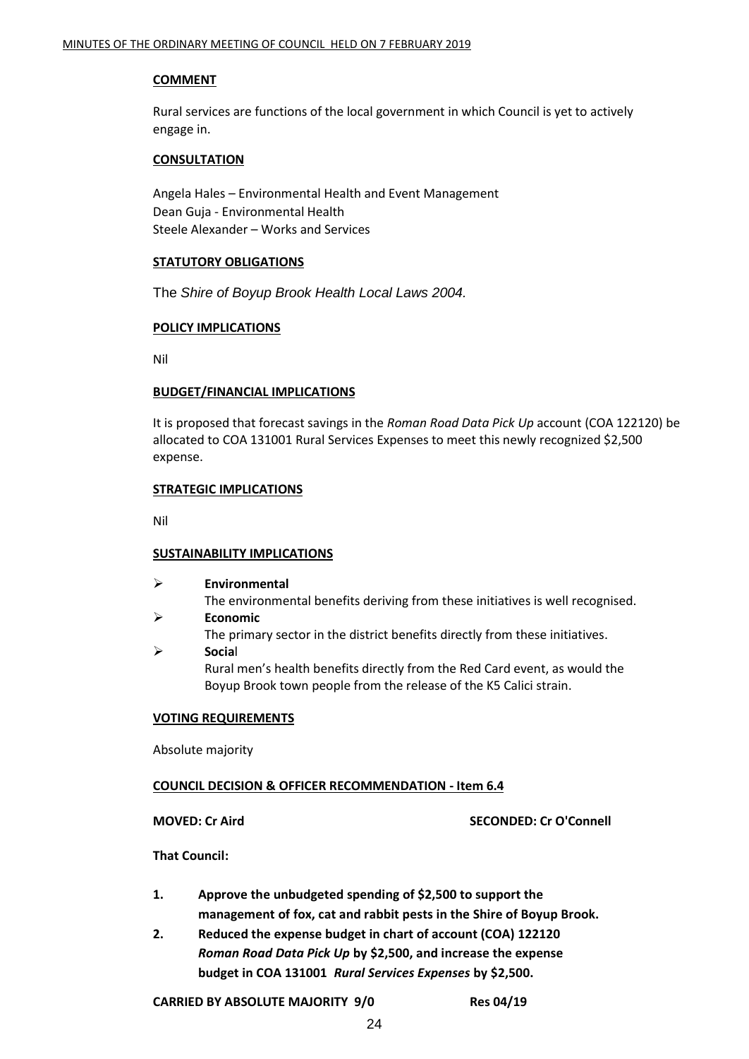**COMMENT**

Rural services are functions of the local government in which Council is yet to actively engage in.

**CONSULTATION**

Angela Hales – Environmental Health and Event Management
Dean Guja - Environmental Health
Steele Alexander – Works and Services

**STATUTORY OBLIGATIONS**

The *Shire of Boyup Brook Health Local Laws 2004.*

**POLICY IMPLICATIONS**

Nil

**BUDGET/FINANCIAL IMPLICATIONS**

It is proposed that forecast savings in the *Roman Road Data Pick Up* account (COA 122120) be allocated to COA 131001 Rural Services Expenses to meet this newly recognized $2,500 expense.

**STRATEGIC IMPLICATIONS**

Nil

**SUSTAINABILITY IMPLICATIONS**

- **Environmental**
  The environmental benefits deriving from these initiatives is well recognised.
- **Economic**
  The primary sector in the district benefits directly from these initiatives.
- **Social**
  Rural men's health benefits directly from the Red Card event, as would the Boyup Brook town people from the release of the K5 Calici strain.

**VOTING REQUIREMENTS**

Absolute majority

**COUNCIL DECISION & OFFICER RECOMMENDATION - Item 6.4**

**MOVED: Cr Aird** **SECONDED: Cr O'Connell**

**That Council:**

1. **Approve the unbudgeted spending of $2,500 to support the management of fox, cat and rabbit pests in the Shire of Boyup Brook.**
2. **Reduced the expense budget in chart of account (COA) 122120 *Roman Road Data Pick Up* by $2,500, and increase the expense budget in COA 131001 *Rural Services Expenses* by $2,500.**

**CARRIED BY ABSOLUTE MAJORITY 9/0** **Res 04/19**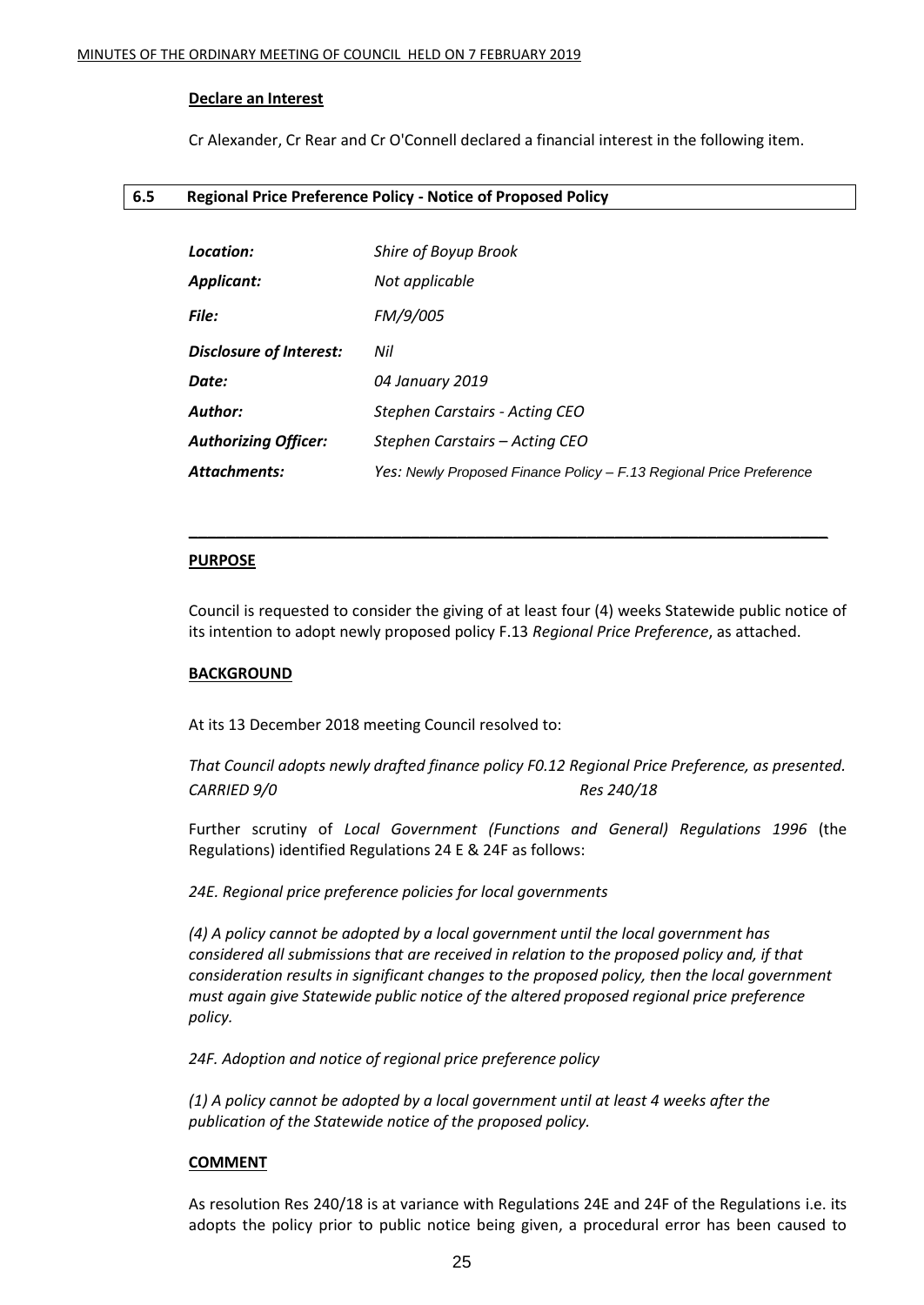**Declare an Interest**

Cr Alexander, Cr Rear and Cr O'Connell declared a financial interest in the following item.

## 6.5 Regional Price Preference Policy - Notice of Proposed Policy

| | |
|---|---|
| ***Location:*** | *Shire of Boyup Brook* |
| ***Applicant:*** | *Not applicable* |
| ***File:*** | *FM/9/005* |
| ***Disclosure of Interest:*** | *Nil* |
| ***Date:*** | *04 January 2019* |
| ***Author:*** | *Stephen Carstairs - Acting CEO* |
| ***Authorizing Officer:*** | *Stephen Carstairs – Acting CEO* |
| ***Attachments:*** | *Yes: Newly Proposed Finance Policy – F.13 Regional Price Preference* |

---

**PURPOSE**

Council is requested to consider the giving of at least four (4) weeks Statewide public notice of its intention to adopt newly proposed policy F.13 *Regional Price Preference*, as attached.

**BACKGROUND**

At its 13 December 2018 meeting Council resolved to:

*That Council adopts newly drafted finance policy F0.12 Regional Price Preference, as presented.*
*CARRIED 9/0* *Res 240/18*

Further scrutiny of *Local Government (Functions and General) Regulations 1996* (the Regulations) identified Regulations 24 E & 24F as follows:

*24E. Regional price preference policies for local governments*

*(4) A policy cannot be adopted by a local government until the local government has considered all submissions that are received in relation to the proposed policy and, if that consideration results in significant changes to the proposed policy, then the local government must again give Statewide public notice of the altered proposed regional price preference policy.*

*24F. Adoption and notice of regional price preference policy*

*(1) A policy cannot be adopted by a local government until at least 4 weeks after the publication of the Statewide notice of the proposed policy.*

**COMMENT**

As resolution Res 240/18 is at variance with Regulations 24E and 24F of the Regulations i.e. its adopts the policy prior to public notice being given, a procedural error has been caused to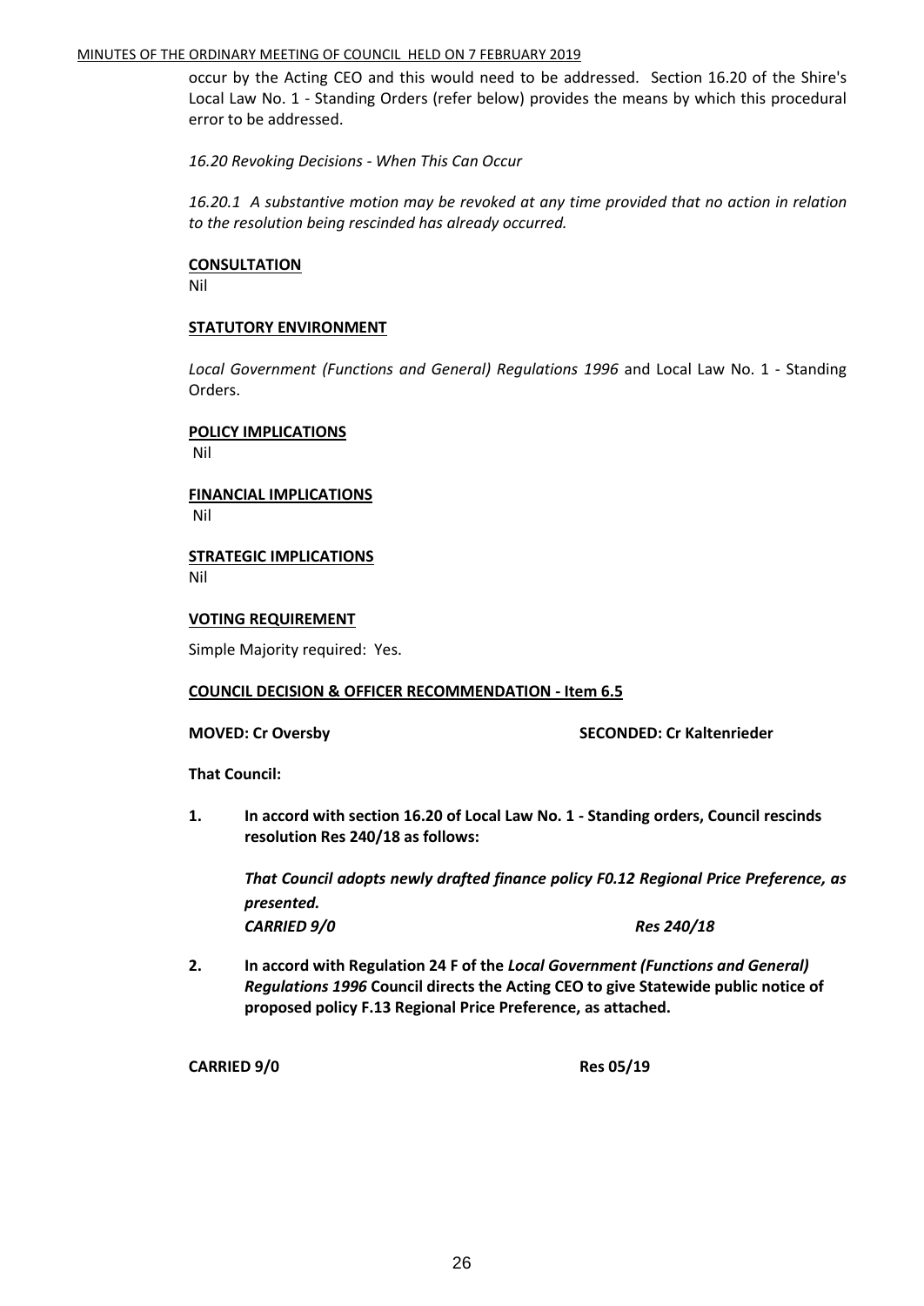occur by the Acting CEO and this would need to be addressed. Section 16.20 of the Shire's Local Law No. 1 - Standing Orders (refer below) provides the means by which this procedural error to be addressed.

*16.20 Revoking Decisions - When This Can Occur*

*16.20.1 A substantive motion may be revoked at any time provided that no action in relation to the resolution being rescinded has already occurred.*

**CONSULTATION**

Nil

**STATUTORY ENVIRONMENT**

*Local Government (Functions and General) Regulations 1996* and Local Law No. 1 - Standing Orders.

**POLICY IMPLICATIONS**

Nil

**FINANCIAL IMPLICATIONS**

Nil

**STRATEGIC IMPLICATIONS**

Nil

**VOTING REQUIREMENT**

Simple Majority required: Yes.

**COUNCIL DECISION & OFFICER RECOMMENDATION - Item 6.5**

**MOVED: Cr Oversby** **SECONDED: Cr Kaltenrieder**

**That Council:**

1. **In accord with section 16.20 of Local Law No. 1 - Standing orders, Council rescinds resolution Res 240/18 as follows:**

   ***That Council adopts newly drafted finance policy F0.12 Regional Price Preference, as presented.***
   ***CARRIED 9/0*** ***Res 240/18***

2. **In accord with Regulation 24 F of the *Local Government (Functions and General) Regulations 1996* Council directs the Acting CEO to give Statewide public notice of proposed policy F.13 Regional Price Preference, as attached.**

**CARRIED 9/0** **Res 05/19**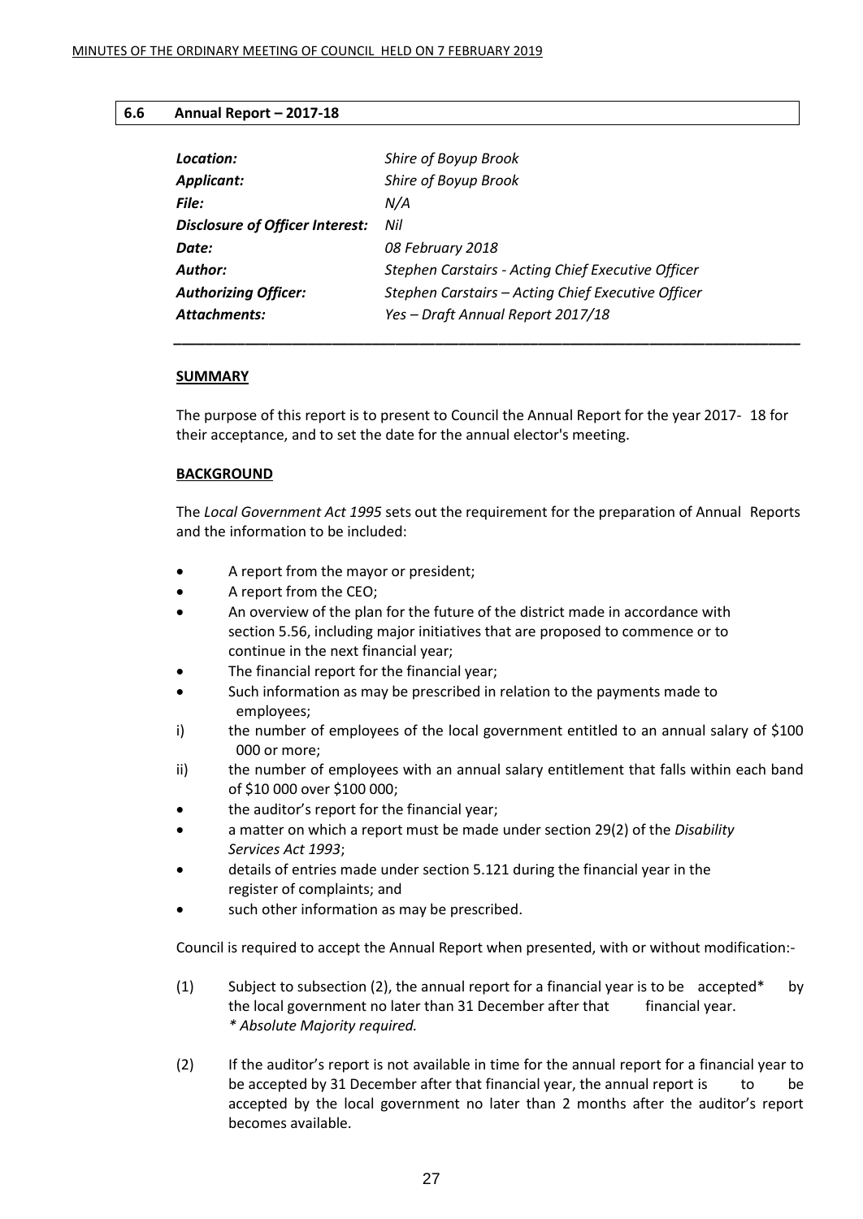## 6.6 Annual Report – 2017-18

| | |
|---|---|
| ***Location:*** | *Shire of Boyup Brook* |
| ***Applicant:*** | *Shire of Boyup Brook* |
| ***File:*** | *N/A* |
| ***Disclosure of Officer Interest:*** | *Nil* |
| ***Date:*** | *08 February 2018* |
| ***Author:*** | *Stephen Carstairs - Acting Chief Executive Officer* |
| ***Authorizing Officer:*** | *Stephen Carstairs – Acting Chief Executive Officer* |
| ***Attachments:*** | *Yes – Draft Annual Report 2017/18* |

**SUMMARY**

The purpose of this report is to present to Council the Annual Report for the year 2017- 18 for their acceptance, and to set the date for the annual elector's meeting.

**BACKGROUND**

The *Local Government Act 1995* sets out the requirement for the preparation of Annual Reports and the information to be included:

- A report from the mayor or president;
- A report from the CEO;
- An overview of the plan for the future of the district made in accordance with section 5.56, including major initiatives that are proposed to commence or to continue in the next financial year;
- The financial report for the financial year;
- Such information as may be prescribed in relation to the payments made to employees;

i) the number of employees of the local government entitled to an annual salary of $100 000 or more;

ii) the number of employees with an annual salary entitlement that falls within each band of $10 000 over $100 000;

- the auditor's report for the financial year;
- a matter on which a report must be made under section 29(2) of the *Disability Services Act 1993*;
- details of entries made under section 5.121 during the financial year in the register of complaints; and
- such other information as may be prescribed.

Council is required to accept the Annual Report when presented, with or without modification:-

(1) Subject to subsection (2), the annual report for a financial year is to be accepted* by the local government no later than 31 December after that financial year.
*\* Absolute Majority required.*

(2) If the auditor's report is not available in time for the annual report for a financial year to be accepted by 31 December after that financial year, the annual report is to be accepted by the local government no later than 2 months after the auditor's report becomes available.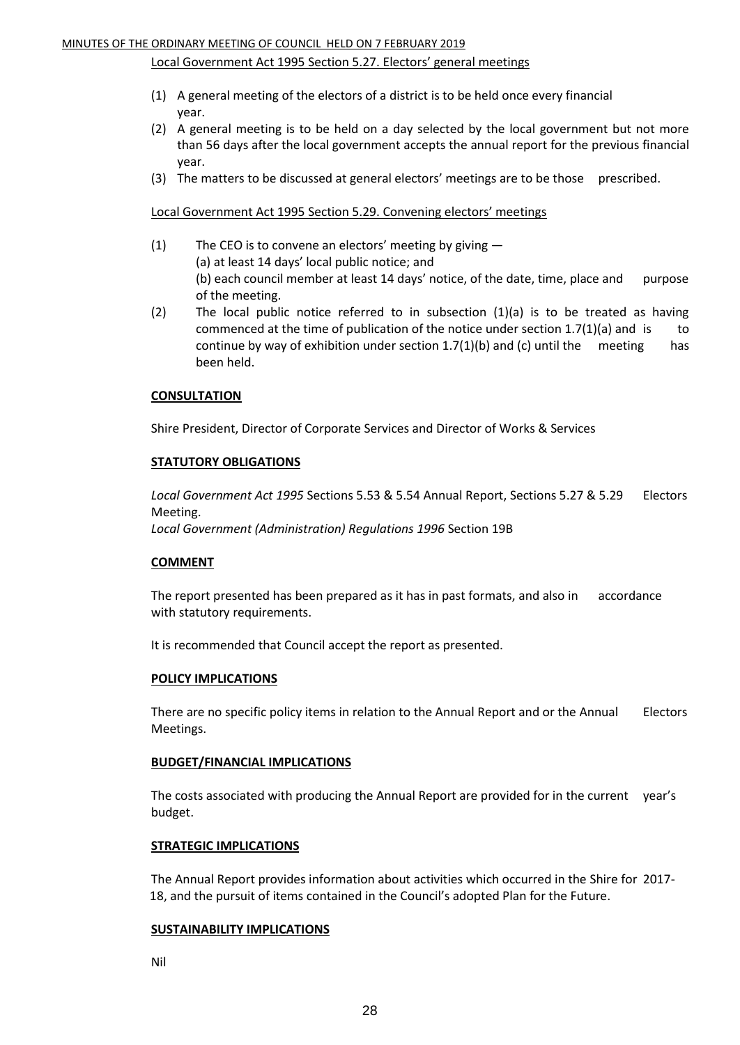Local Government Act 1995 Section 5.27. Electors' general meetings

(1) A general meeting of the electors of a district is to be held once every financial year.
(2) A general meeting is to be held on a day selected by the local government but not more than 56 days after the local government accepts the annual report for the previous financial year.
(3) The matters to be discussed at general electors' meetings are to be those prescribed.

Local Government Act 1995 Section 5.29. Convening electors' meetings

(1) The CEO is to convene an electors' meeting by giving —
    (a) at least 14 days' local public notice; and
    (b) each council member at least 14 days' notice, of the date, time, place and purpose of the meeting.
(2) The local public notice referred to in subsection (1)(a) is to be treated as having commenced at the time of publication of the notice under section 1.7(1)(a) and is to continue by way of exhibition under section 1.7(1)(b) and (c) until the meeting has been held.

**CONSULTATION**

Shire President, Director of Corporate Services and Director of Works & Services

**STATUTORY OBLIGATIONS**

*Local Government Act 1995* Sections 5.53 & 5.54 Annual Report, Sections 5.27 & 5.29 Electors Meeting.
*Local Government (Administration) Regulations 1996* Section 19B

**COMMENT**

The report presented has been prepared as it has in past formats, and also in accordance with statutory requirements.

It is recommended that Council accept the report as presented.

**POLICY IMPLICATIONS**

There are no specific policy items in relation to the Annual Report and or the Annual Electors Meetings.

**BUDGET/FINANCIAL IMPLICATIONS**

The costs associated with producing the Annual Report are provided for in the current year's budget.

**STRATEGIC IMPLICATIONS**

The Annual Report provides information about activities which occurred in the Shire for 2017-18, and the pursuit of items contained in the Council's adopted Plan for the Future.

**SUSTAINABILITY IMPLICATIONS**

Nil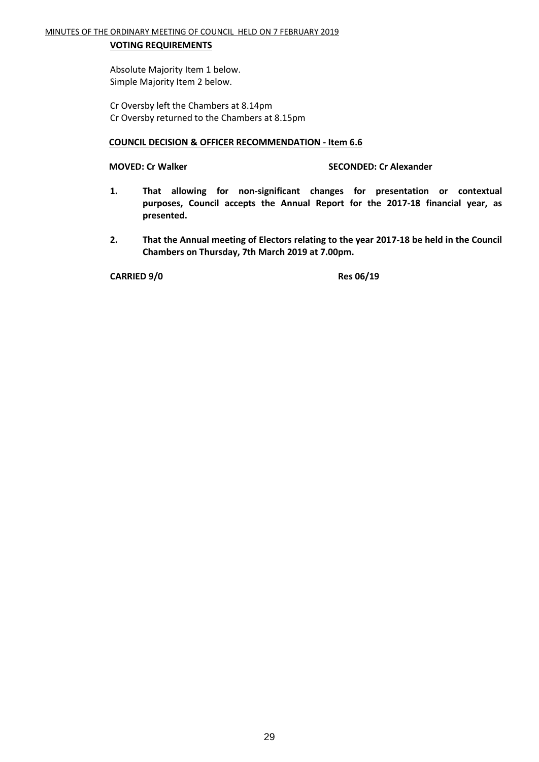**VOTING REQUIREMENTS**

Absolute Majority Item 1 below.
Simple Majority Item 2 below.

Cr Oversby left the Chambers at 8.14pm
Cr Oversby returned to the Chambers at 8.15pm

**COUNCIL DECISION & OFFICER RECOMMENDATION - Item 6.6**

**MOVED: Cr Walker** **SECONDED: Cr Alexander**

1. **That allowing for non-significant changes for presentation or contextual purposes, Council accepts the Annual Report for the 2017-18 financial year, as presented.**

2. **That the Annual meeting of Electors relating to the year 2017-18 be held in the Council Chambers on Thursday, 7th March 2019 at 7.00pm.**

**CARRIED 9/0** **Res 06/19**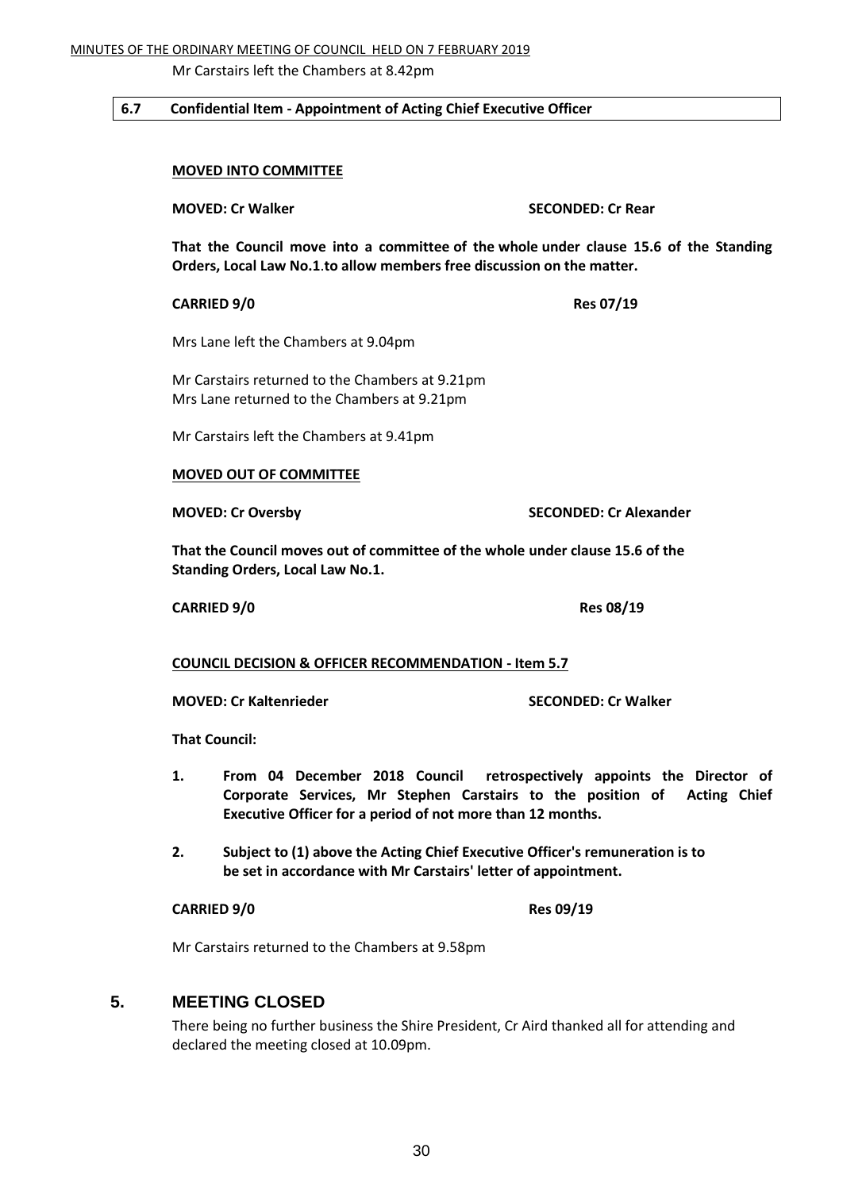Mr Carstairs left the Chambers at 8.42pm

## 6.7 Confidential Item - Appointment of Acting Chief Executive Officer

**MOVED INTO COMMITTEE**

**MOVED: Cr Walker** **SECONDED: Cr Rear**

**That the Council move into a committee of the whole under clause 15.6 of the Standing Orders, Local Law No.1.to allow members free discussion on the matter.**

**CARRIED 9/0** **Res 07/19**

Mrs Lane left the Chambers at 9.04pm

Mr Carstairs returned to the Chambers at 9.21pm
Mrs Lane returned to the Chambers at 9.21pm

Mr Carstairs left the Chambers at 9.41pm

**MOVED OUT OF COMMITTEE**

**MOVED: Cr Oversby** **SECONDED: Cr Alexander**

**That the Council moves out of committee of the whole under clause 15.6 of the Standing Orders, Local Law No.1.**

**CARRIED 9/0** **Res 08/19**

**COUNCIL DECISION & OFFICER RECOMMENDATION - Item 5.7**

**MOVED: Cr Kaltenrieder** **SECONDED: Cr Walker**

**That Council:**

1. **From 04 December 2018 Council retrospectively appoints the Director of Corporate Services, Mr Stephen Carstairs to the position of Acting Chief Executive Officer for a period of not more than 12 months.**
2. **Subject to (1) above the Acting Chief Executive Officer's remuneration is to be set in accordance with Mr Carstairs' letter of appointment.**

**CARRIED 9/0** **Res 09/19**

Mr Carstairs returned to the Chambers at 9.58pm

# 5. MEETING CLOSED

There being no further business the Shire President, Cr Aird thanked all for attending and declared the meeting closed at 10.09pm.